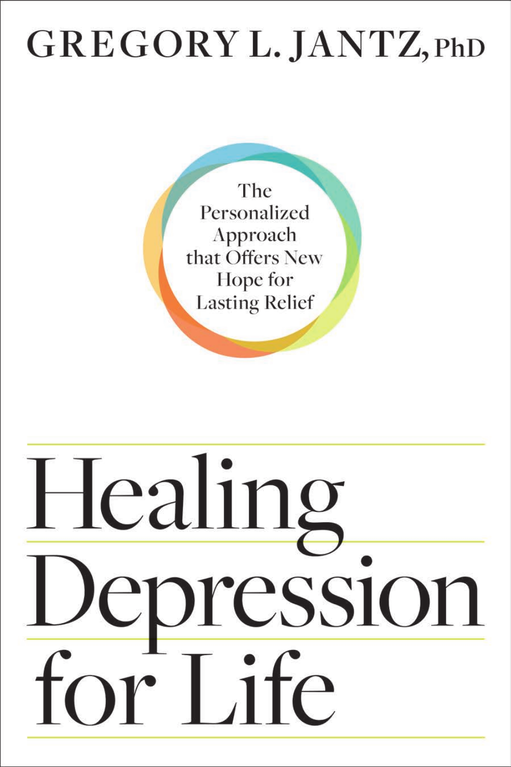GREGORY L. JANTZ, PhD

The Personalized Approach that Offers New Hope for Lasting Relief

# Healing Depression for Life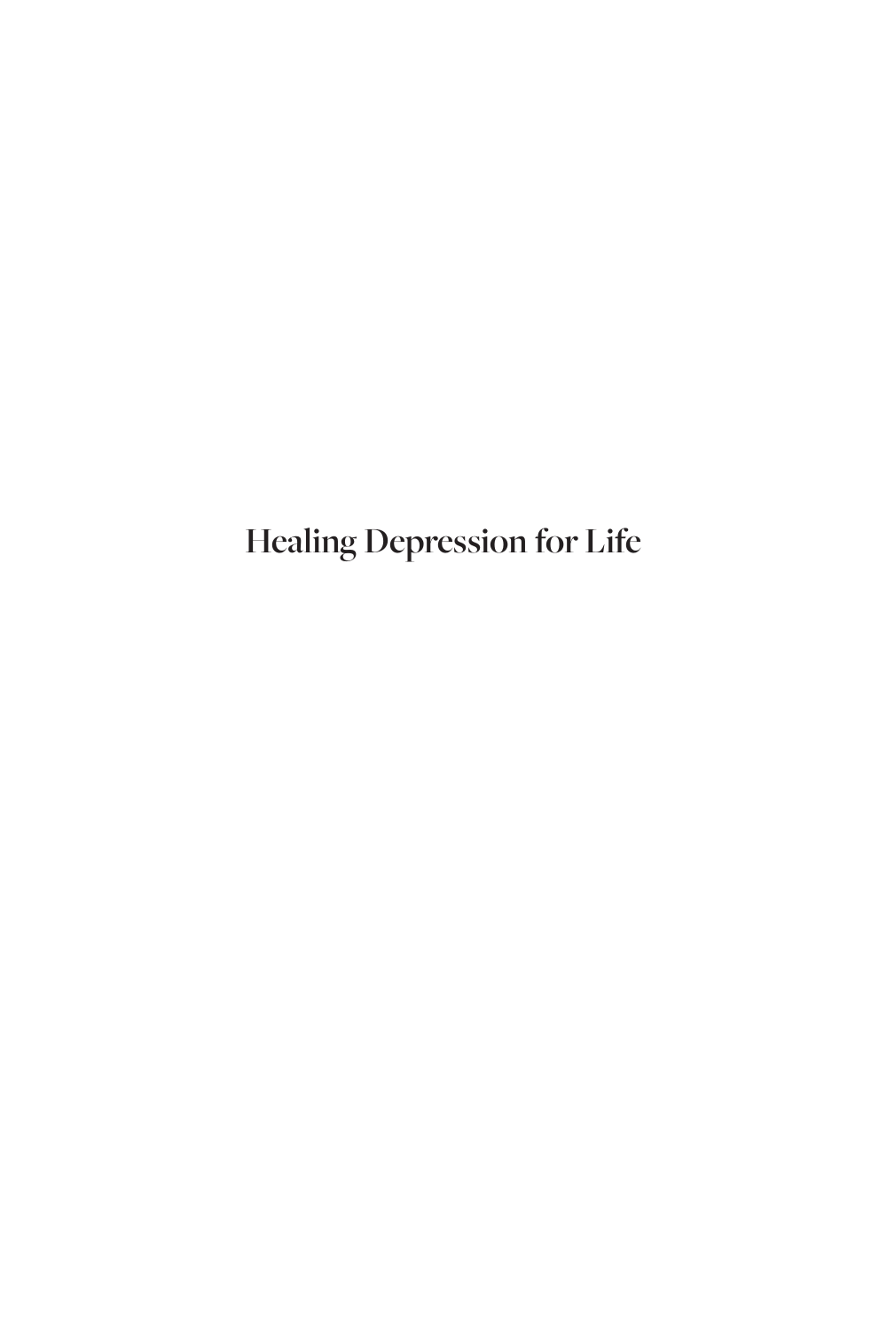# Healing Depression for Life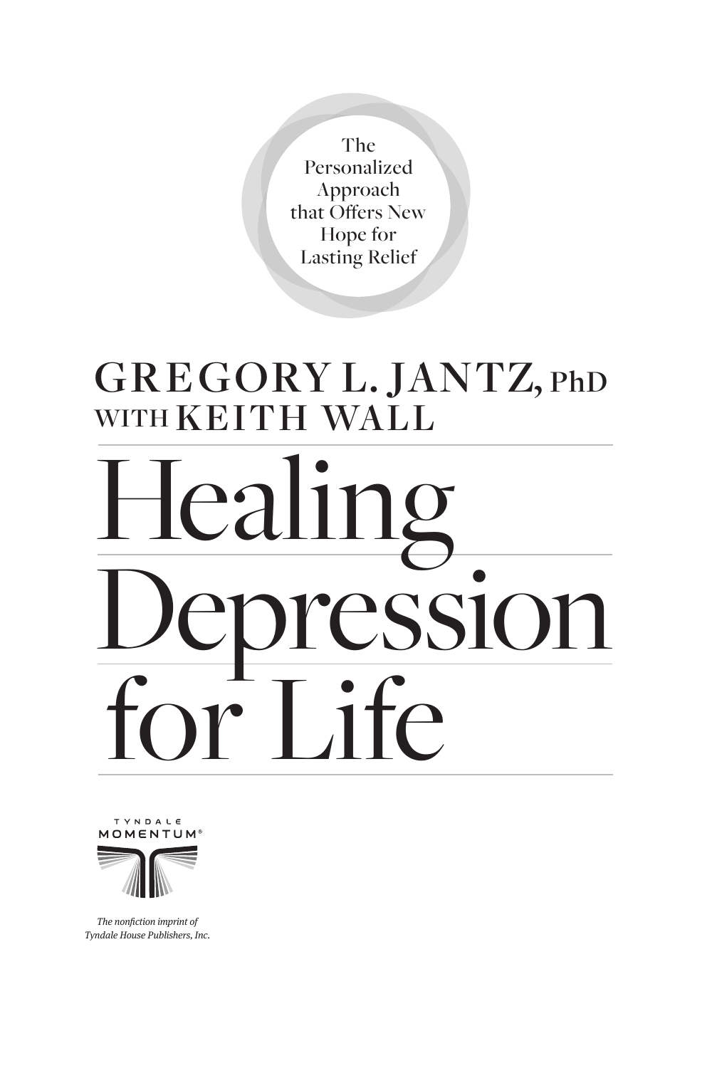The Personalized Approach that Offers New Hope for Lasting Relief

**GREGORY L. JANTZ, PhD**
**WITH KEITH WALL**

# Healing Depression for Life

TYNDALE MOMENTUM®

*The nonfiction imprint of Tyndale House Publishers, Inc.*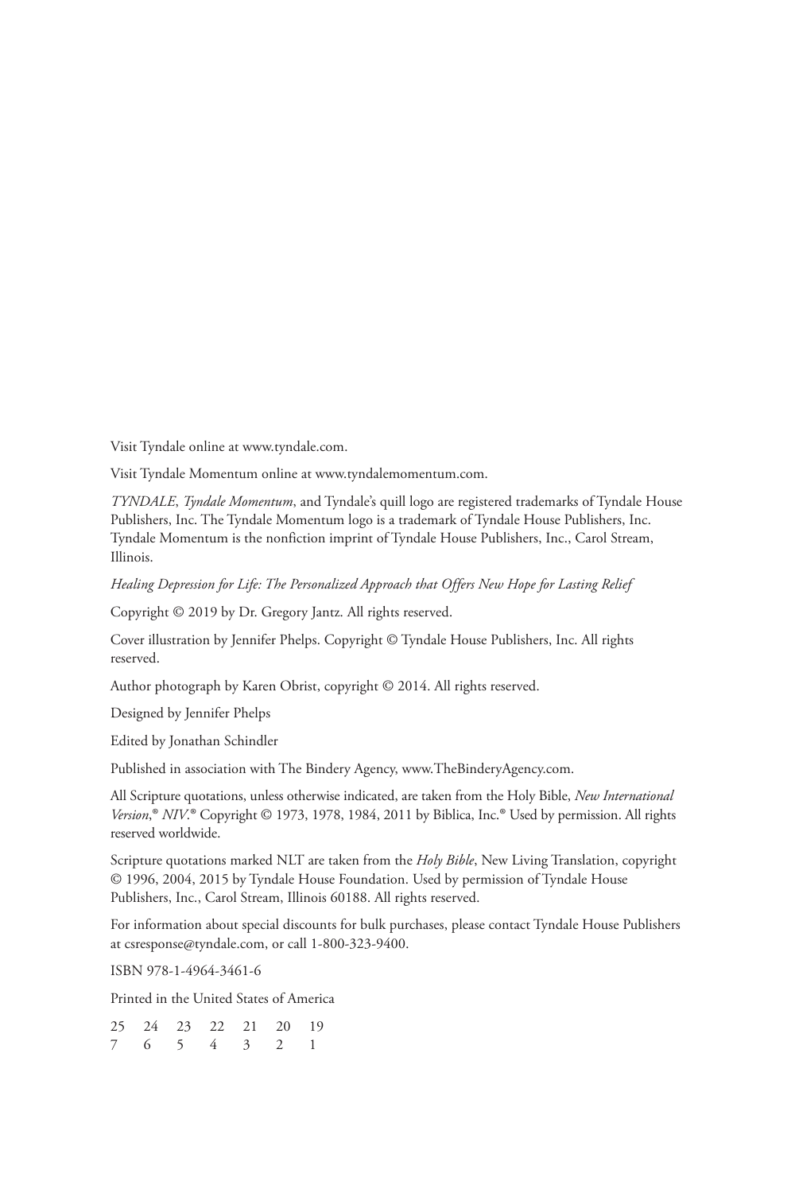Visit Tyndale online at www.tyndale.com.

Visit Tyndale Momentum online at www.tyndalemomentum.com.

*TYNDALE*, *Tyndale Momentum*, and Tyndale's quill logo are registered trademarks of Tyndale House Publishers, Inc. The Tyndale Momentum logo is a trademark of Tyndale House Publishers, Inc. Tyndale Momentum is the nonfiction imprint of Tyndale House Publishers, Inc., Carol Stream, Illinois.

*Healing Depression for Life: The Personalized Approach that Offers New Hope for Lasting Relief*

Copyright © 2019 by Dr. Gregory Jantz. All rights reserved.

Cover illustration by Jennifer Phelps. Copyright © Tyndale House Publishers, Inc. All rights reserved.

Author photograph by Karen Obrist, copyright © 2014. All rights reserved.

Designed by Jennifer Phelps

Edited by Jonathan Schindler

Published in association with The Bindery Agency, www.TheBinderyAgency.com.

All Scripture quotations, unless otherwise indicated, are taken from the Holy Bible, *New International Version*,® *NIV*.® Copyright © 1973, 1978, 1984, 2011 by Biblica, Inc.® Used by permission. All rights reserved worldwide.

Scripture quotations marked NLT are taken from the *Holy Bible*, New Living Translation, copyright © 1996, 2004, 2015 by Tyndale House Foundation. Used by permission of Tyndale House Publishers, Inc., Carol Stream, Illinois 60188. All rights reserved.

For information about special discounts for bulk purchases, please contact Tyndale House Publishers at csresponse@tyndale.com, or call 1-800-323-9400.

ISBN 978-1-4964-3461-6

Printed in the United States of America

25 24 23 22 21 20 19
7 6 5 4 3 2 1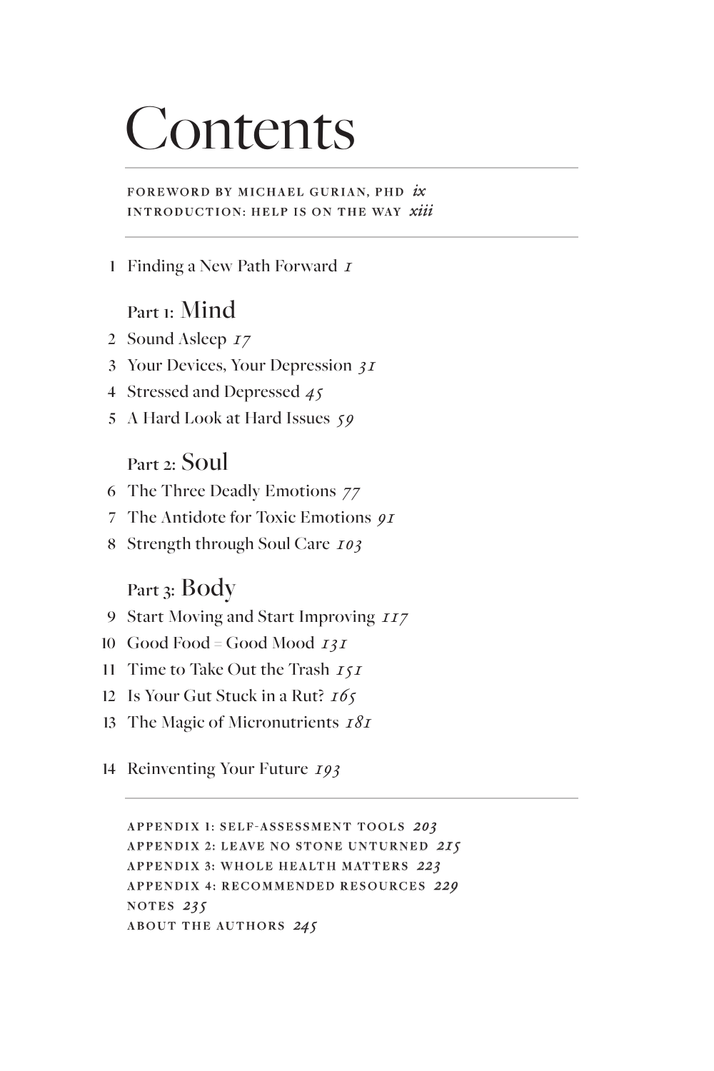# Contents

FOREWORD BY MICHAEL GURIAN, PHD *ix*
INTRODUCTION: HELP IS ON THE WAY *xiii*

1 Finding a New Path Forward *1*

## Part 1: Mind

2 Sound Asleep *17*
3 Your Devices, Your Depression *31*
4 Stressed and Depressed *45*
5 A Hard Look at Hard Issues *59*

## Part 2: Soul

6 The Three Deadly Emotions *77*
7 The Antidote for Toxic Emotions *91*
8 Strength through Soul Care *103*

## Part 3: Body

9 Start Moving and Start Improving *117*
10 Good Food = Good Mood *131*
11 Time to Take Out the Trash *151*
12 Is Your Gut Stuck in a Rut? *165*
13 The Magic of Micronutrients *181*

14 Reinventing Your Future *193*

APPENDIX 1: SELF-ASSESSMENT TOOLS *203*
APPENDIX 2: LEAVE NO STONE UNTURNED *215*
APPENDIX 3: WHOLE HEALTH MATTERS *223*
APPENDIX 4: RECOMMENDED RESOURCES *229*
NOTES *235*
ABOUT THE AUTHORS *245*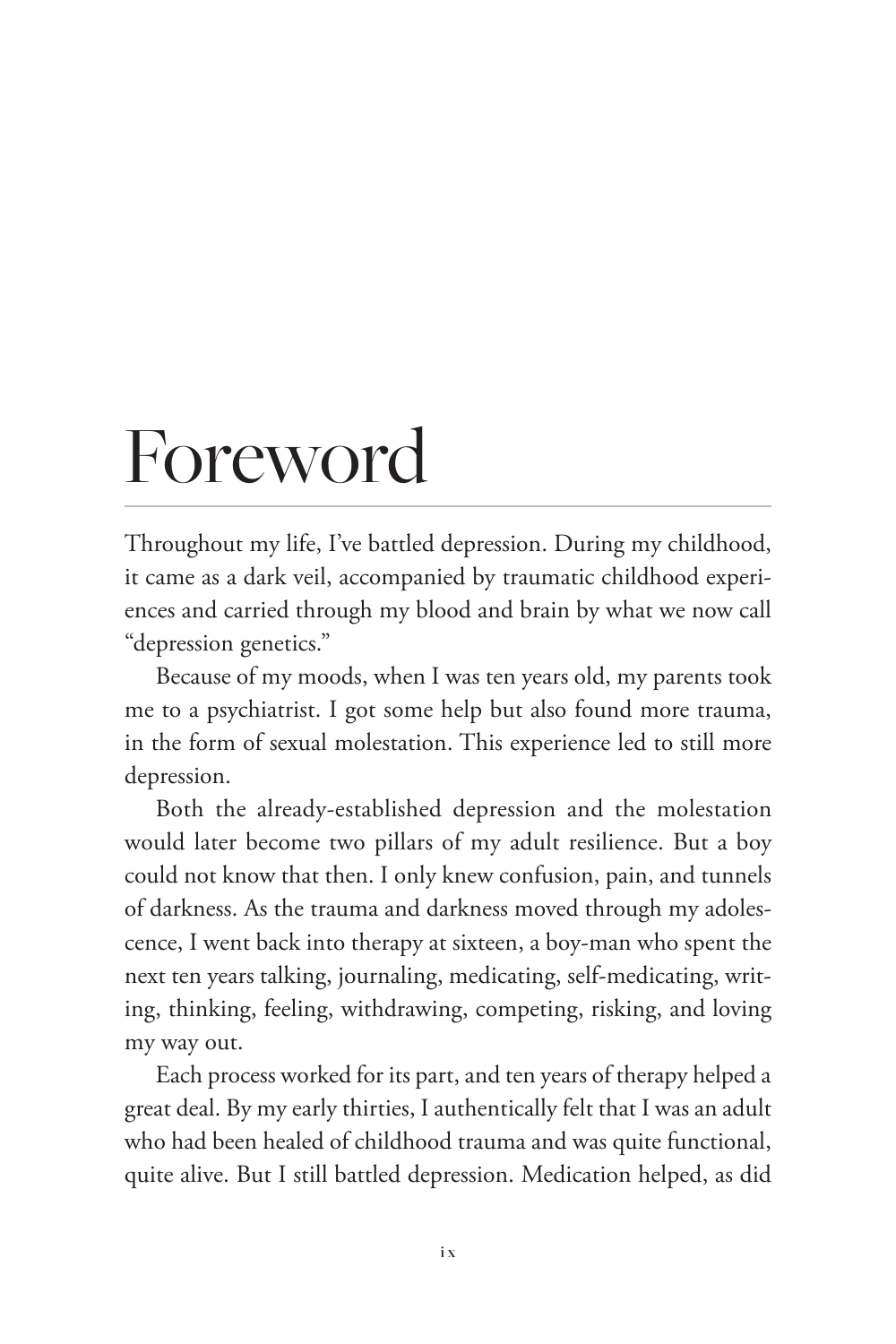# Foreword

Throughout my life, I've battled depression. During my childhood, it came as a dark veil, accompanied by traumatic childhood experiences and carried through my blood and brain by what we now call "depression genetics."

Because of my moods, when I was ten years old, my parents took me to a psychiatrist. I got some help but also found more trauma, in the form of sexual molestation. This experience led to still more depression.

Both the already-established depression and the molestation would later become two pillars of my adult resilience. But a boy could not know that then. I only knew confusion, pain, and tunnels of darkness. As the trauma and darkness moved through my adolescence, I went back into therapy at sixteen, a boy-man who spent the next ten years talking, journaling, medicating, self-medicating, writing, thinking, feeling, withdrawing, competing, risking, and loving my way out.

Each process worked for its part, and ten years of therapy helped a great deal. By my early thirties, I authentically felt that I was an adult who had been healed of childhood trauma and was quite functional, quite alive. But I still battled depression. Medication helped, as did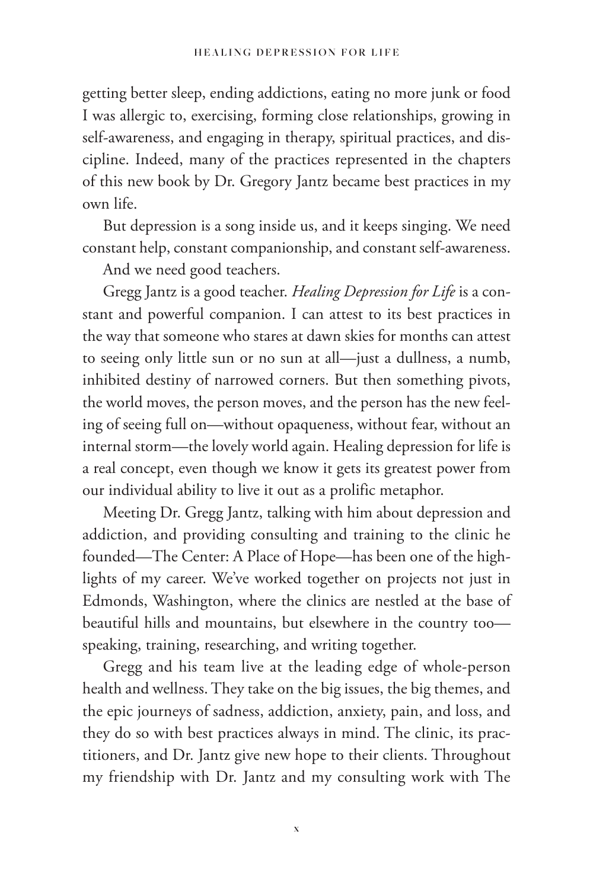getting better sleep, ending addictions, eating no more junk or food I was allergic to, exercising, forming close relationships, growing in self-awareness, and engaging in therapy, spiritual practices, and discipline. Indeed, many of the practices represented in the chapters of this new book by Dr. Gregory Jantz became best practices in my own life.

But depression is a song inside us, and it keeps singing. We need constant help, constant companionship, and constant self-awareness.

And we need good teachers.

Gregg Jantz is a good teacher. *Healing Depression for Life* is a constant and powerful companion. I can attest to its best practices in the way that someone who stares at dawn skies for months can attest to seeing only little sun or no sun at all—just a dullness, a numb, inhibited destiny of narrowed corners. But then something pivots, the world moves, the person moves, and the person has the new feeling of seeing full on—without opaqueness, without fear, without an internal storm—the lovely world again. Healing depression for life is a real concept, even though we know it gets its greatest power from our individual ability to live it out as a prolific metaphor.

Meeting Dr. Gregg Jantz, talking with him about depression and addiction, and providing consulting and training to the clinic he founded—The Center: A Place of Hope—has been one of the highlights of my career. We've worked together on projects not just in Edmonds, Washington, where the clinics are nestled at the base of beautiful hills and mountains, but elsewhere in the country too—speaking, training, researching, and writing together.

Gregg and his team live at the leading edge of whole-person health and wellness. They take on the big issues, the big themes, and the epic journeys of sadness, addiction, anxiety, pain, and loss, and they do so with best practices always in mind. The clinic, its practitioners, and Dr. Jantz give new hope to their clients. Throughout my friendship with Dr. Jantz and my consulting work with The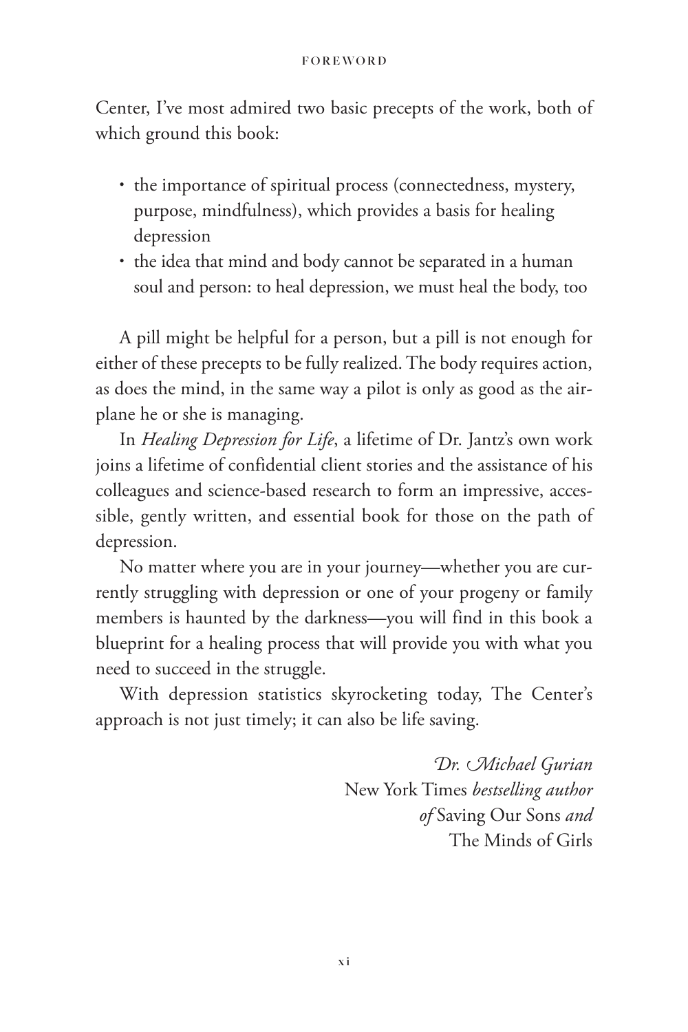Center, I've most admired two basic precepts of the work, both of which ground this book:

- the importance of spiritual process (connectedness, mystery, purpose, mindfulness), which provides a basis for healing depression
- the idea that mind and body cannot be separated in a human soul and person: to heal depression, we must heal the body, too

A pill might be helpful for a person, but a pill is not enough for either of these precepts to be fully realized. The body requires action, as does the mind, in the same way a pilot is only as good as the airplane he or she is managing.

In *Healing Depression for Life*, a lifetime of Dr. Jantz's own work joins a lifetime of confidential client stories and the assistance of his colleagues and science-based research to form an impressive, accessible, gently written, and essential book for those on the path of depression.

No matter where you are in your journey—whether you are currently struggling with depression or one of your progeny or family members is haunted by the darkness—you will find in this book a blueprint for a healing process that will provide you with what you need to succeed in the struggle.

With depression statistics skyrocketing today, The Center's approach is not just timely; it can also be life saving.

*Dr. Michael Gurian*
New York Times *bestselling author of* Saving Our Sons *and* The Minds of Girls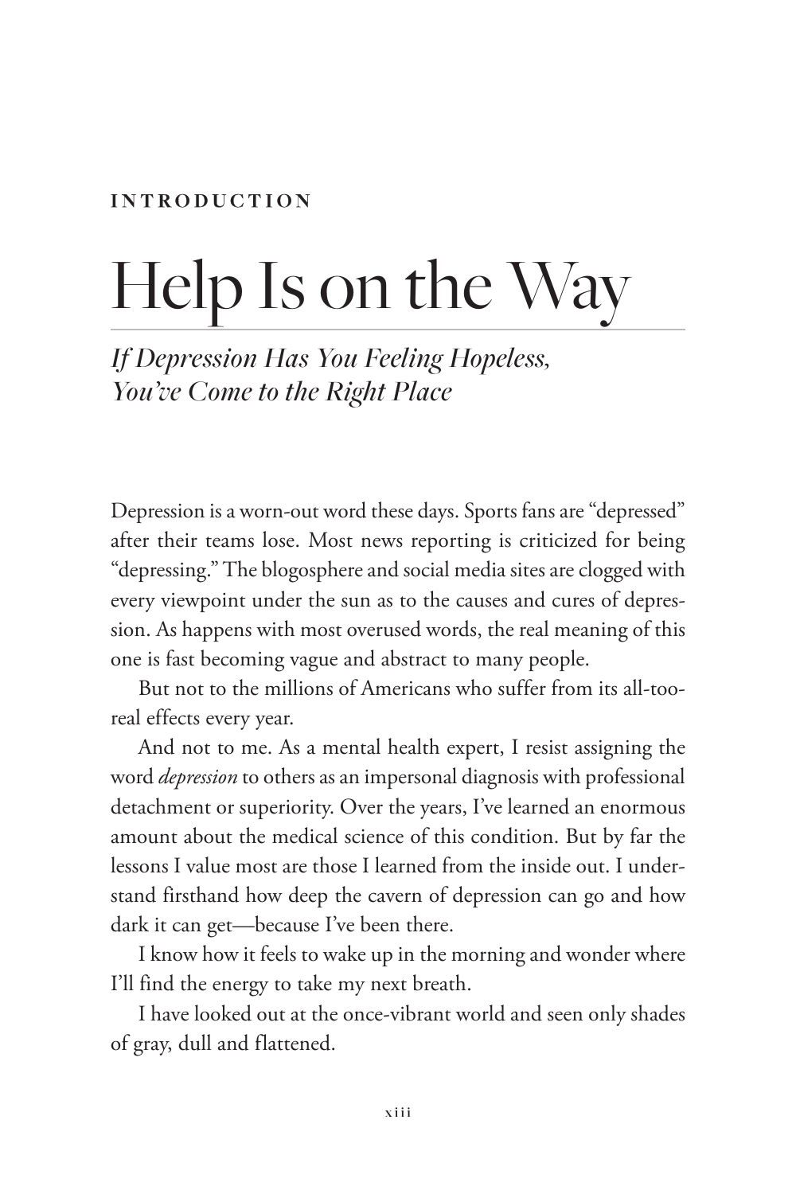**INTRODUCTION**

# Help Is on the Way

## *If Depression Has You Feeling Hopeless, You've Come to the Right Place*

Depression is a worn-out word these days. Sports fans are "depressed" after their teams lose. Most news reporting is criticized for being "depressing." The blogosphere and social media sites are clogged with every viewpoint under the sun as to the causes and cures of depression. As happens with most overused words, the real meaning of this one is fast becoming vague and abstract to many people.

But not to the millions of Americans who suffer from its all-too-real effects every year.

And not to me. As a mental health expert, I resist assigning the word *depression* to others as an impersonal diagnosis with professional detachment or superiority. Over the years, I've learned an enormous amount about the medical science of this condition. But by far the lessons I value most are those I learned from the inside out. I understand firsthand how deep the cavern of depression can go and how dark it can get—because I've been there.

I know how it feels to wake up in the morning and wonder where I'll find the energy to take my next breath.

I have looked out at the once-vibrant world and seen only shades of gray, dull and flattened.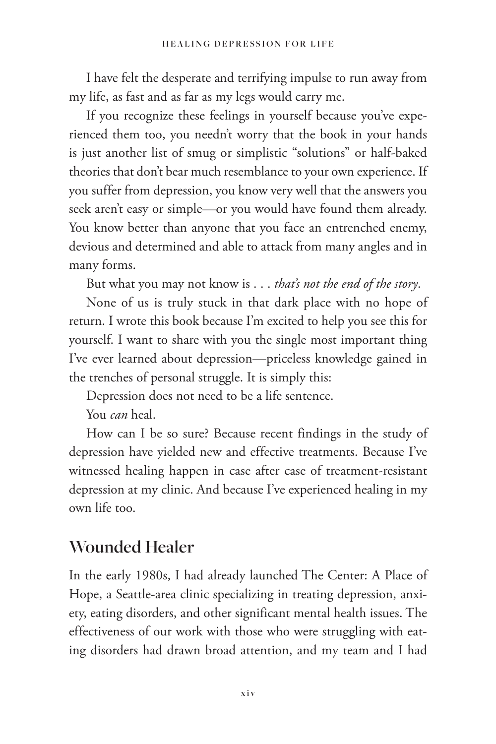I have felt the desperate and terrifying impulse to run away from my life, as fast and as far as my legs would carry me.

If you recognize these feelings in yourself because you've experienced them too, you needn't worry that the book in your hands is just another list of smug or simplistic "solutions" or half-baked theories that don't bear much resemblance to your own experience. If you suffer from depression, you know very well that the answers you seek aren't easy or simple—or you would have found them already. You know better than anyone that you face an entrenched enemy, devious and determined and able to attack from many angles and in many forms.

But what you may not know is . . . *that's not the end of the story*.

None of us is truly stuck in that dark place with no hope of return. I wrote this book because I'm excited to help you see this for yourself. I want to share with you the single most important thing I've ever learned about depression—priceless knowledge gained in the trenches of personal struggle. It is simply this:

Depression does not need to be a life sentence.

You *can* heal.

How can I be so sure? Because recent findings in the study of depression have yielded new and effective treatments. Because I've witnessed healing happen in case after case of treatment-resistant depression at my clinic. And because I've experienced healing in my own life too.

## Wounded Healer

In the early 1980s, I had already launched The Center: A Place of Hope, a Seattle-area clinic specializing in treating depression, anxiety, eating disorders, and other significant mental health issues. The effectiveness of our work with those who were struggling with eating disorders had drawn broad attention, and my team and I had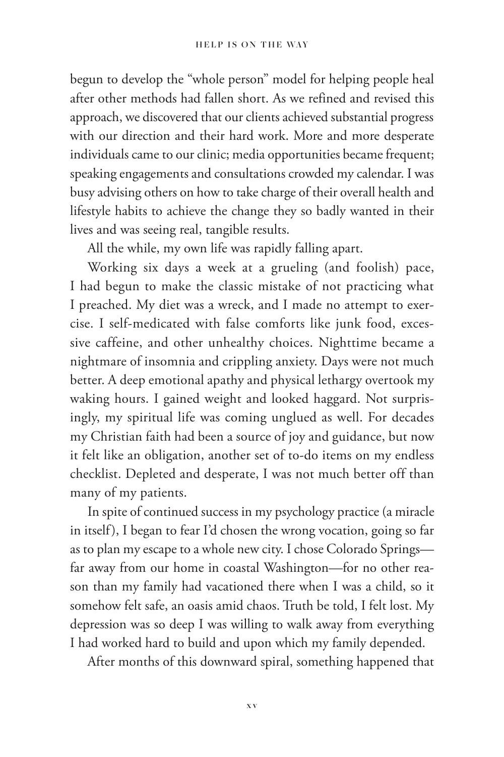begun to develop the "whole person" model for helping people heal after other methods had fallen short. As we refined and revised this approach, we discovered that our clients achieved substantial progress with our direction and their hard work. More and more desperate individuals came to our clinic; media opportunities became frequent; speaking engagements and consultations crowded my calendar. I was busy advising others on how to take charge of their overall health and lifestyle habits to achieve the change they so badly wanted in their lives and was seeing real, tangible results.

All the while, my own life was rapidly falling apart.

Working six days a week at a grueling (and foolish) pace, I had begun to make the classic mistake of not practicing what I preached. My diet was a wreck, and I made no attempt to exercise. I self-medicated with false comforts like junk food, excessive caffeine, and other unhealthy choices. Nighttime became a nightmare of insomnia and crippling anxiety. Days were not much better. A deep emotional apathy and physical lethargy overtook my waking hours. I gained weight and looked haggard. Not surprisingly, my spiritual life was coming unglued as well. For decades my Christian faith had been a source of joy and guidance, but now it felt like an obligation, another set of to-do items on my endless checklist. Depleted and desperate, I was not much better off than many of my patients.

In spite of continued success in my psychology practice (a miracle in itself), I began to fear I'd chosen the wrong vocation, going so far as to plan my escape to a whole new city. I chose Colorado Springs—far away from our home in coastal Washington—for no other reason than my family had vacationed there when I was a child, so it somehow felt safe, an oasis amid chaos. Truth be told, I felt lost. My depression was so deep I was willing to walk away from everything I had worked hard to build and upon which my family depended.

After months of this downward spiral, something happened that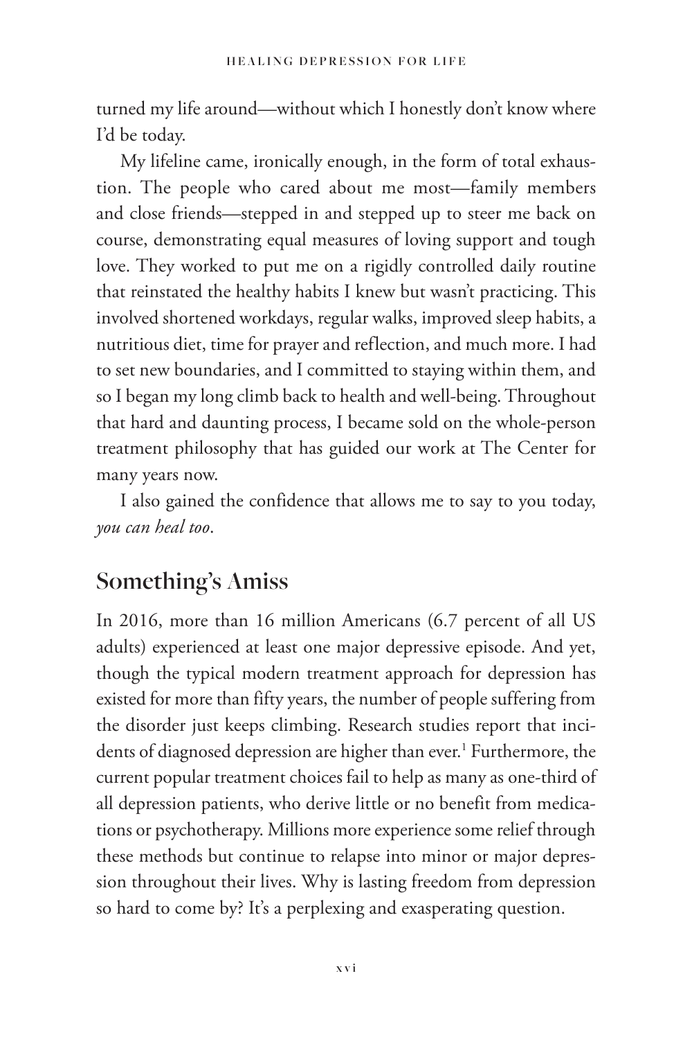turned my life around—without which I honestly don't know where I'd be today.

My lifeline came, ironically enough, in the form of total exhaustion. The people who cared about me most—family members and close friends—stepped in and stepped up to steer me back on course, demonstrating equal measures of loving support and tough love. They worked to put me on a rigidly controlled daily routine that reinstated the healthy habits I knew but wasn't practicing. This involved shortened workdays, regular walks, improved sleep habits, a nutritious diet, time for prayer and reflection, and much more. I had to set new boundaries, and I committed to staying within them, and so I began my long climb back to health and well-being. Throughout that hard and daunting process, I became sold on the whole-person treatment philosophy that has guided our work at The Center for many years now.

I also gained the confidence that allows me to say to you today, *you can heal too*.

## Something's Amiss

In 2016, more than 16 million Americans (6.7 percent of all US adults) experienced at least one major depressive episode. And yet, though the typical modern treatment approach for depression has existed for more than fifty years, the number of people suffering from the disorder just keeps climbing. Research studies report that incidents of diagnosed depression are higher than ever.[1] Furthermore, the current popular treatment choices fail to help as many as one-third of all depression patients, who derive little or no benefit from medications or psychotherapy. Millions more experience some relief through these methods but continue to relapse into minor or major depression throughout their lives. Why is lasting freedom from depression so hard to come by? It's a perplexing and exasperating question.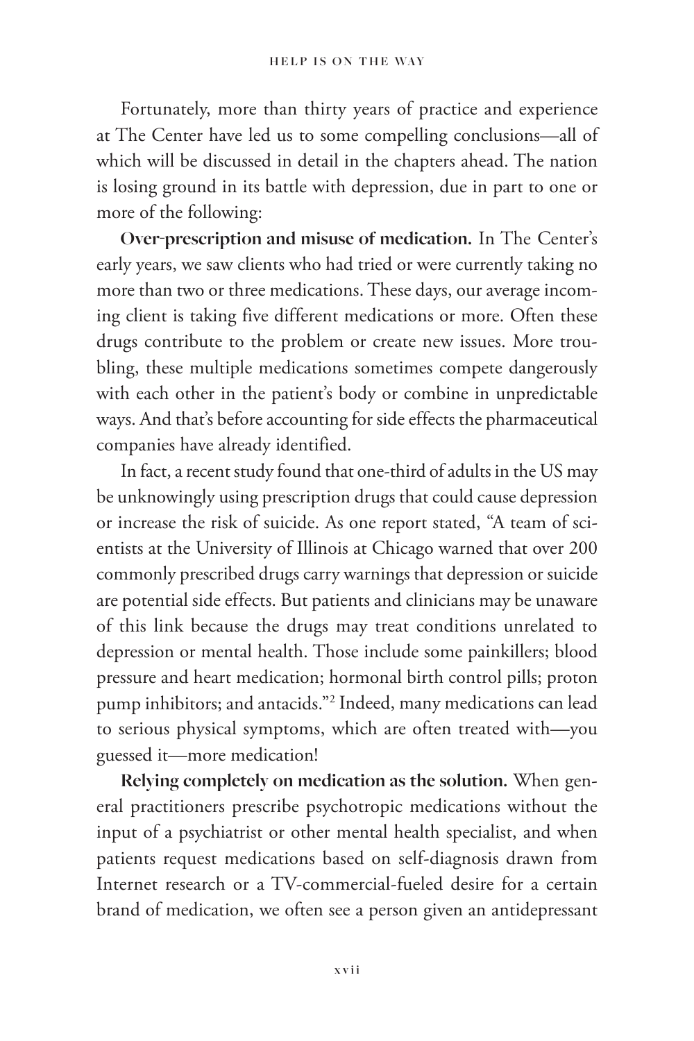Fortunately, more than thirty years of practice and experience at The Center have led us to some compelling conclusions—all of which will be discussed in detail in the chapters ahead. The nation is losing ground in its battle with depression, due in part to one or more of the following:

**Over-prescription and misuse of medication.** In The Center's early years, we saw clients who had tried or were currently taking no more than two or three medications. These days, our average incoming client is taking five different medications or more. Often these drugs contribute to the problem or create new issues. More troubling, these multiple medications sometimes compete dangerously with each other in the patient's body or combine in unpredictable ways. And that's before accounting for side effects the pharmaceutical companies have already identified.

In fact, a recent study found that one-third of adults in the US may be unknowingly using prescription drugs that could cause depression or increase the risk of suicide. As one report stated, "A team of scientists at the University of Illinois at Chicago warned that over 200 commonly prescribed drugs carry warnings that depression or suicide are potential side effects. But patients and clinicians may be unaware of this link because the drugs may treat conditions unrelated to depression or mental health. Those include some painkillers; blood pressure and heart medication; hormonal birth control pills; proton pump inhibitors; and antacids."[2] Indeed, many medications can lead to serious physical symptoms, which are often treated with—you guessed it—more medication!

**Relying completely on medication as the solution.** When general practitioners prescribe psychotropic medications without the input of a psychiatrist or other mental health specialist, and when patients request medications based on self-diagnosis drawn from Internet research or a TV-commercial-fueled desire for a certain brand of medication, we often see a person given an antidepressant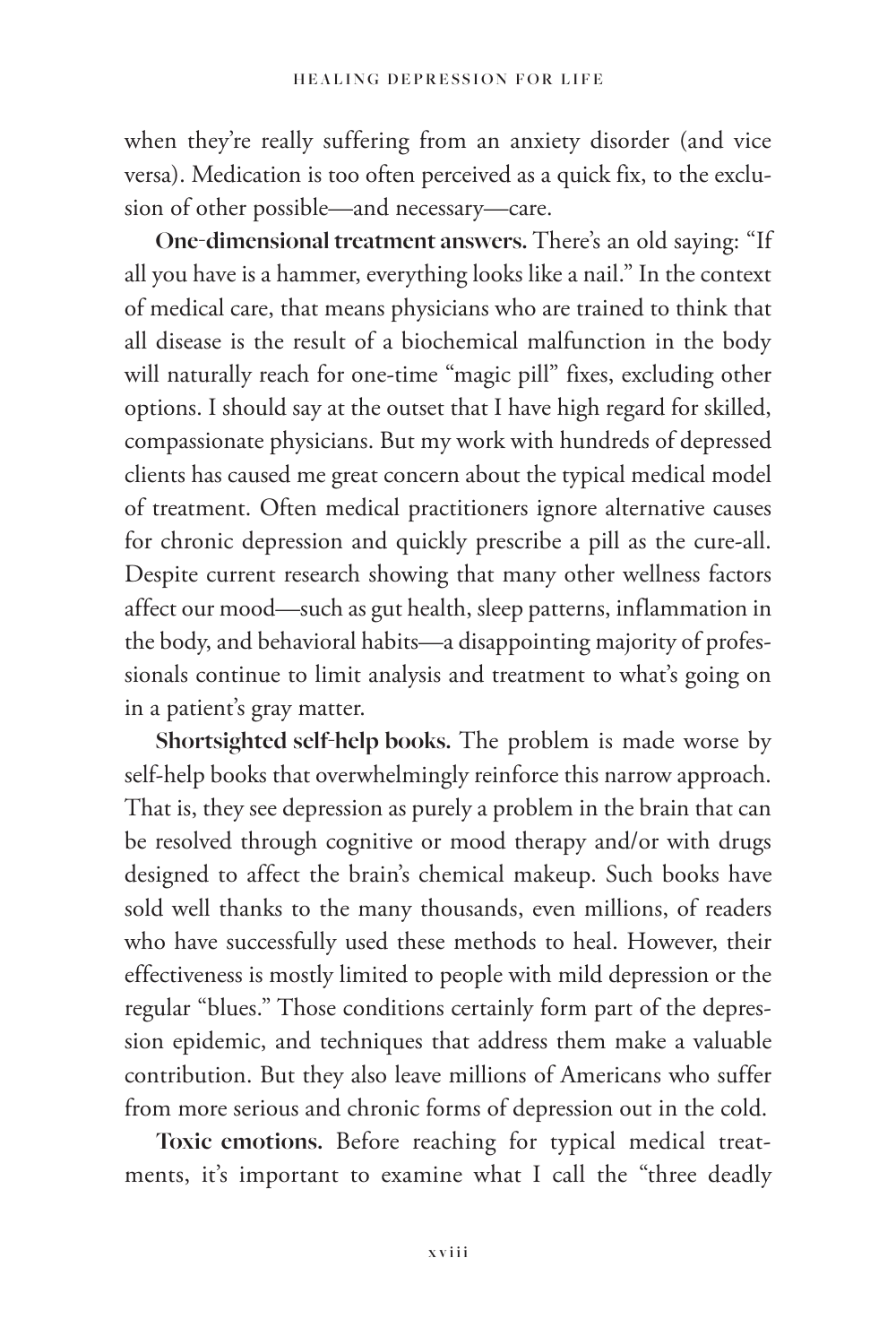when they're really suffering from an anxiety disorder (and vice versa). Medication is too often perceived as a quick fix, to the exclusion of other possible—and necessary—care.

**One-dimensional treatment answers.** There's an old saying: "If all you have is a hammer, everything looks like a nail." In the context of medical care, that means physicians who are trained to think that all disease is the result of a biochemical malfunction in the body will naturally reach for one-time "magic pill" fixes, excluding other options. I should say at the outset that I have high regard for skilled, compassionate physicians. But my work with hundreds of depressed clients has caused me great concern about the typical medical model of treatment. Often medical practitioners ignore alternative causes for chronic depression and quickly prescribe a pill as the cure-all. Despite current research showing that many other wellness factors affect our mood—such as gut health, sleep patterns, inflammation in the body, and behavioral habits—a disappointing majority of professionals continue to limit analysis and treatment to what's going on in a patient's gray matter.

**Shortsighted self-help books.** The problem is made worse by self-help books that overwhelmingly reinforce this narrow approach. That is, they see depression as purely a problem in the brain that can be resolved through cognitive or mood therapy and/or with drugs designed to affect the brain's chemical makeup. Such books have sold well thanks to the many thousands, even millions, of readers who have successfully used these methods to heal. However, their effectiveness is mostly limited to people with mild depression or the regular "blues." Those conditions certainly form part of the depression epidemic, and techniques that address them make a valuable contribution. But they also leave millions of Americans who suffer from more serious and chronic forms of depression out in the cold.

**Toxic emotions.** Before reaching for typical medical treatments, it's important to examine what I call the "three deadly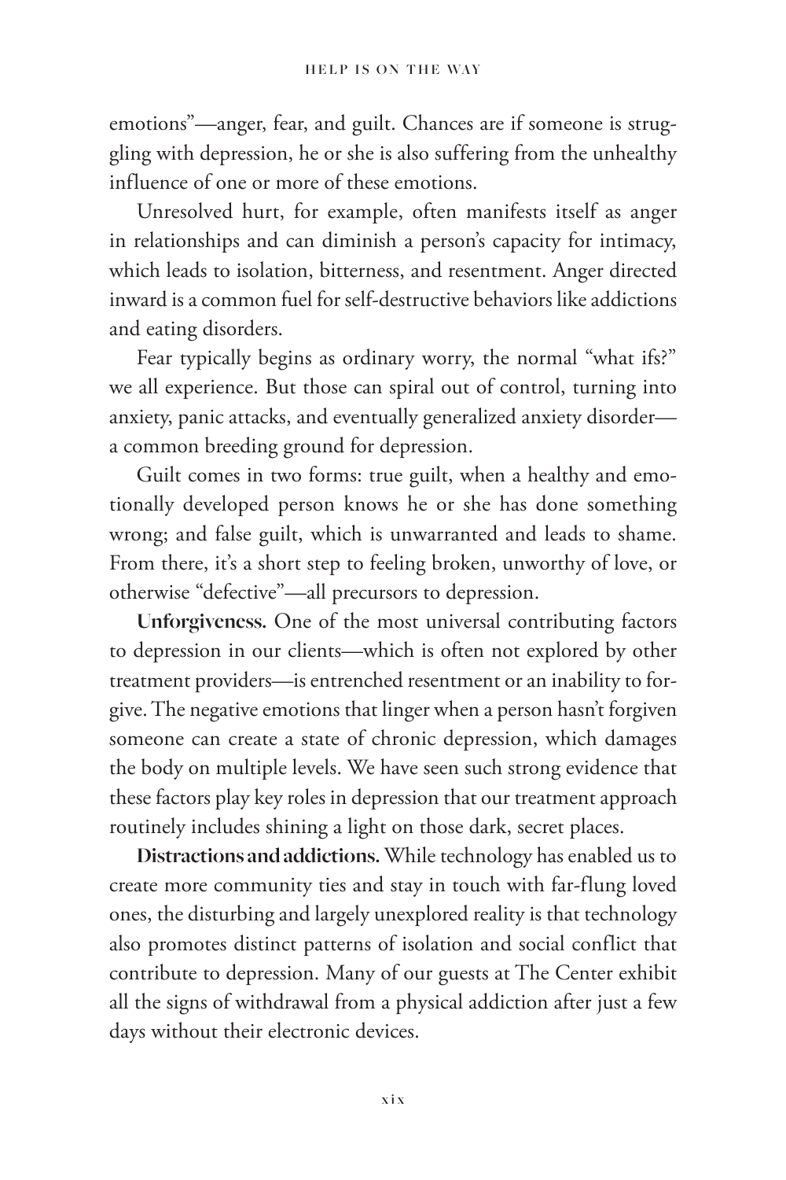emotions"—anger, fear, and guilt. Chances are if someone is struggling with depression, he or she is also suffering from the unhealthy influence of one or more of these emotions.

Unresolved hurt, for example, often manifests itself as anger in relationships and can diminish a person's capacity for intimacy, which leads to isolation, bitterness, and resentment. Anger directed inward is a common fuel for self-destructive behaviors like addictions and eating disorders.

Fear typically begins as ordinary worry, the normal "what ifs?" we all experience. But those can spiral out of control, turning into anxiety, panic attacks, and eventually generalized anxiety disorder—a common breeding ground for depression.

Guilt comes in two forms: true guilt, when a healthy and emotionally developed person knows he or she has done something wrong; and false guilt, which is unwarranted and leads to shame. From there, it's a short step to feeling broken, unworthy of love, or otherwise "defective"—all precursors to depression.

**Unforgiveness.** One of the most universal contributing factors to depression in our clients—which is often not explored by other treatment providers—is entrenched resentment or an inability to forgive. The negative emotions that linger when a person hasn't forgiven someone can create a state of chronic depression, which damages the body on multiple levels. We have seen such strong evidence that these factors play key roles in depression that our treatment approach routinely includes shining a light on those dark, secret places.

**Distractions and addictions.** While technology has enabled us to create more community ties and stay in touch with far-flung loved ones, the disturbing and largely unexplored reality is that technology also promotes distinct patterns of isolation and social conflict that contribute to depression. Many of our guests at The Center exhibit all the signs of withdrawal from a physical addiction after just a few days without their electronic devices.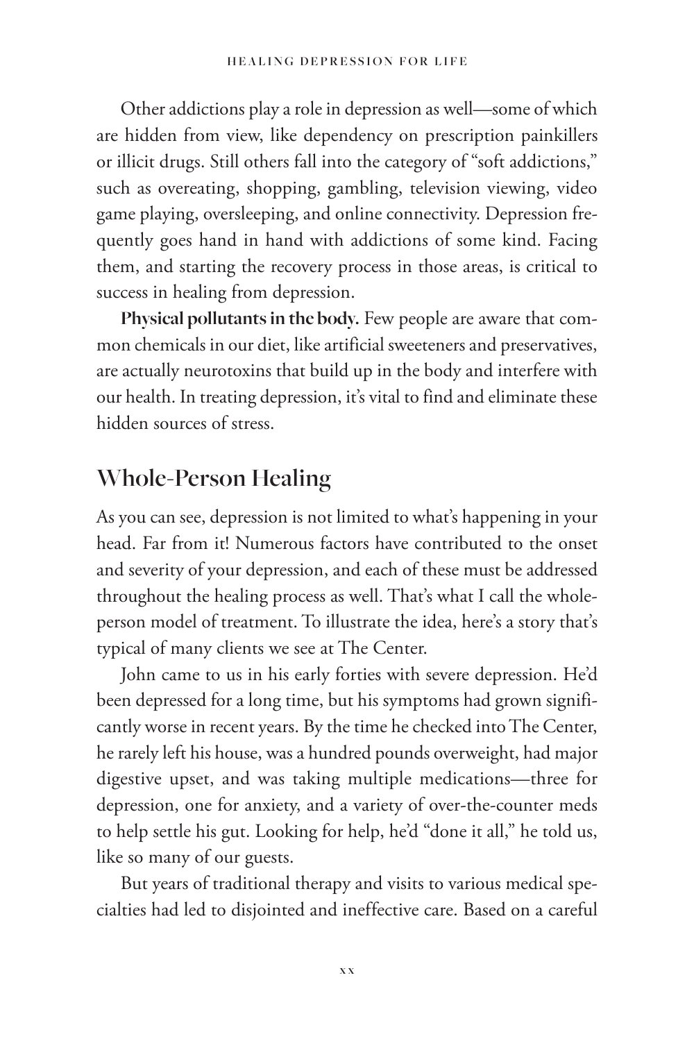Other addictions play a role in depression as well—some of which are hidden from view, like dependency on prescription painkillers or illicit drugs. Still others fall into the category of "soft addictions," such as overeating, shopping, gambling, television viewing, video game playing, oversleeping, and online connectivity. Depression frequently goes hand in hand with addictions of some kind. Facing them, and starting the recovery process in those areas, is critical to success in healing from depression.

**Physical pollutants in the body.** Few people are aware that common chemicals in our diet, like artificial sweeteners and preservatives, are actually neurotoxins that build up in the body and interfere with our health. In treating depression, it's vital to find and eliminate these hidden sources of stress.

## Whole-Person Healing

As you can see, depression is not limited to what's happening in your head. Far from it! Numerous factors have contributed to the onset and severity of your depression, and each of these must be addressed throughout the healing process as well. That's what I call the whole-person model of treatment. To illustrate the idea, here's a story that's typical of many clients we see at The Center.

John came to us in his early forties with severe depression. He'd been depressed for a long time, but his symptoms had grown significantly worse in recent years. By the time he checked into The Center, he rarely left his house, was a hundred pounds overweight, had major digestive upset, and was taking multiple medications—three for depression, one for anxiety, and a variety of over-the-counter meds to help settle his gut. Looking for help, he'd "done it all," he told us, like so many of our guests.

But years of traditional therapy and visits to various medical specialties had led to disjointed and ineffective care. Based on a careful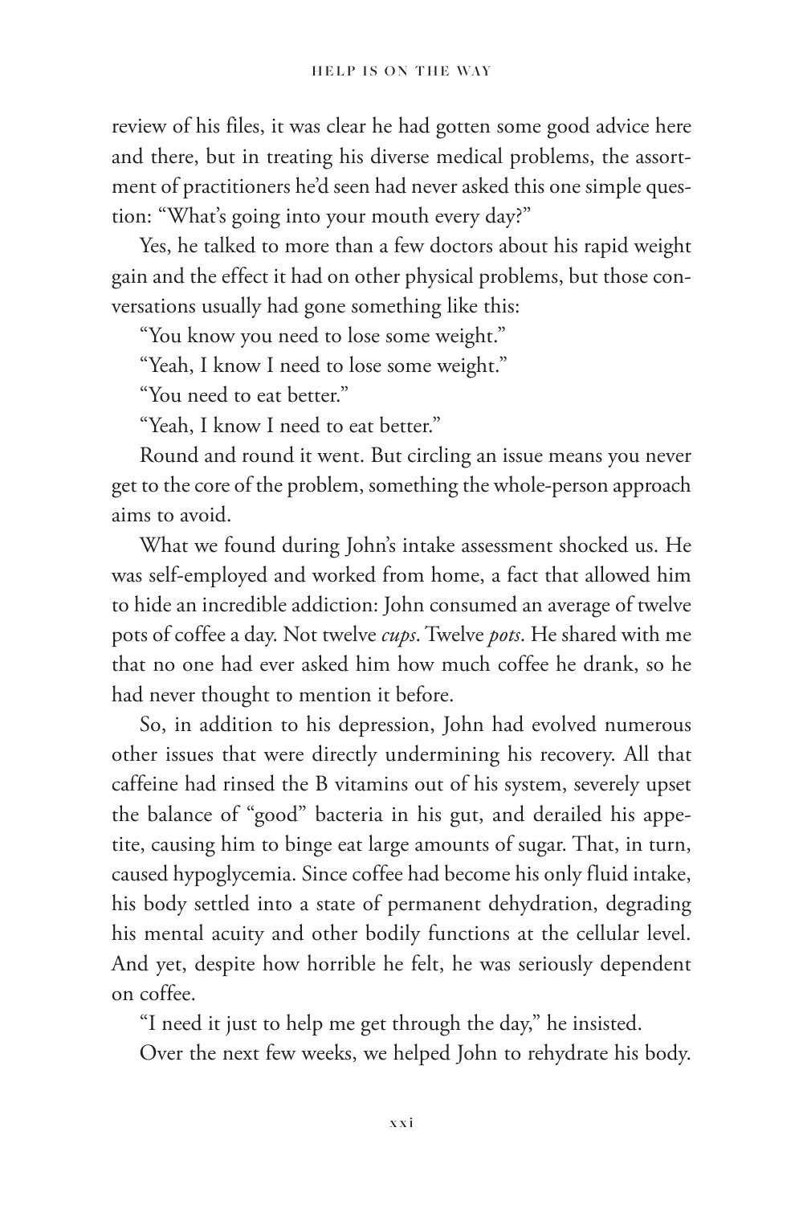review of his files, it was clear he had gotten some good advice here and there, but in treating his diverse medical problems, the assortment of practitioners he'd seen had never asked this one simple question: "What's going into your mouth every day?"

Yes, he talked to more than a few doctors about his rapid weight gain and the effect it had on other physical problems, but those conversations usually had gone something like this:

"You know you need to lose some weight."

"Yeah, I know I need to lose some weight."

"You need to eat better."

"Yeah, I know I need to eat better."

Round and round it went. But circling an issue means you never get to the core of the problem, something the whole-person approach aims to avoid.

What we found during John's intake assessment shocked us. He was self-employed and worked from home, a fact that allowed him to hide an incredible addiction: John consumed an average of twelve pots of coffee a day. Not twelve *cups*. Twelve *pots*. He shared with me that no one had ever asked him how much coffee he drank, so he had never thought to mention it before.

So, in addition to his depression, John had evolved numerous other issues that were directly undermining his recovery. All that caffeine had rinsed the B vitamins out of his system, severely upset the balance of "good" bacteria in his gut, and derailed his appetite, causing him to binge eat large amounts of sugar. That, in turn, caused hypoglycemia. Since coffee had become his only fluid intake, his body settled into a state of permanent dehydration, degrading his mental acuity and other bodily functions at the cellular level. And yet, despite how horrible he felt, he was seriously dependent on coffee.

"I need it just to help me get through the day," he insisted.

Over the next few weeks, we helped John to rehydrate his body.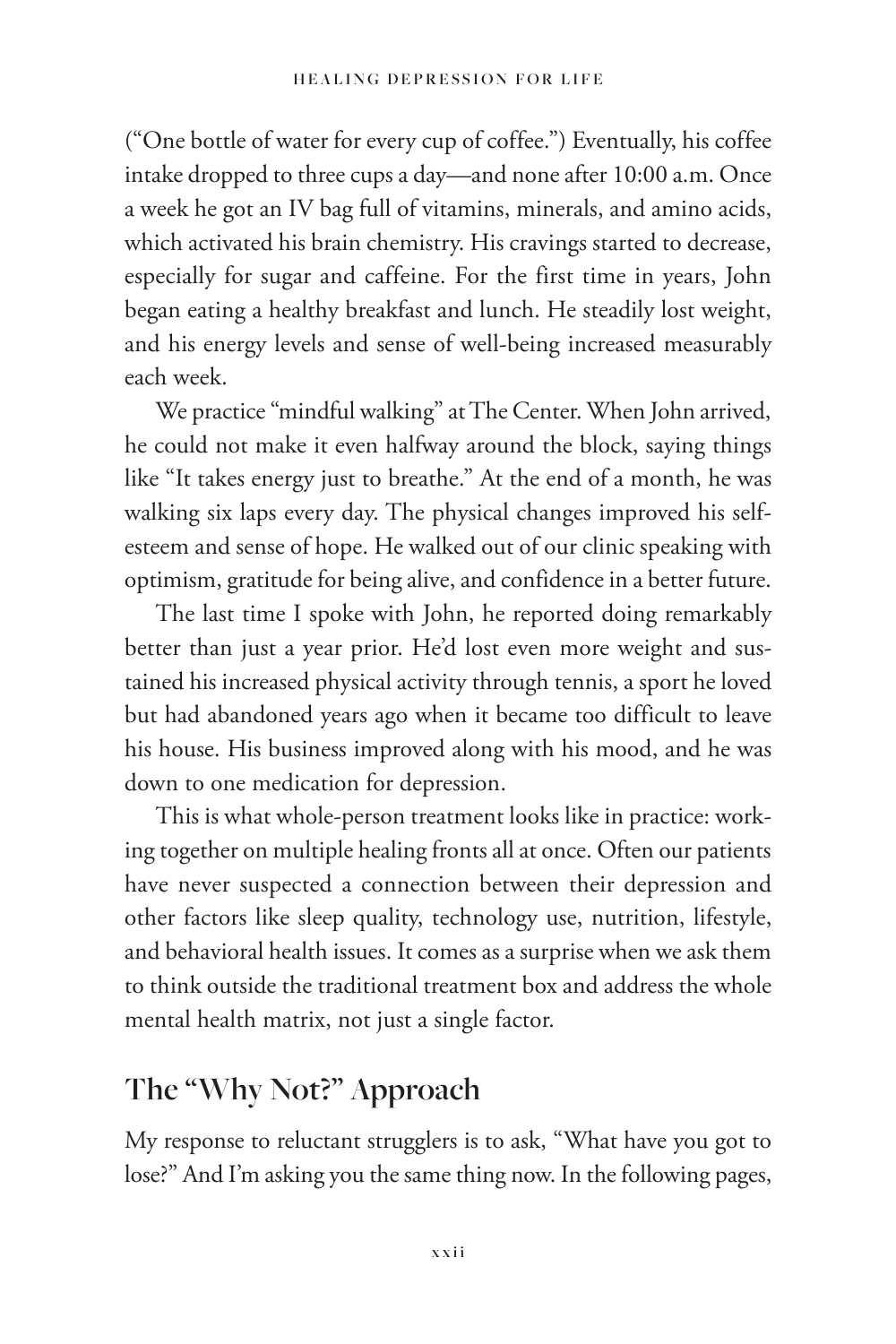("One bottle of water for every cup of coffee.") Eventually, his coffee intake dropped to three cups a day—and none after 10:00 a.m. Once a week he got an IV bag full of vitamins, minerals, and amino acids, which activated his brain chemistry. His cravings started to decrease, especially for sugar and caffeine. For the first time in years, John began eating a healthy breakfast and lunch. He steadily lost weight, and his energy levels and sense of well-being increased measurably each week.

We practice "mindful walking" at The Center. When John arrived, he could not make it even halfway around the block, saying things like "It takes energy just to breathe." At the end of a month, he was walking six laps every day. The physical changes improved his self-esteem and sense of hope. He walked out of our clinic speaking with optimism, gratitude for being alive, and confidence in a better future.

The last time I spoke with John, he reported doing remarkably better than just a year prior. He'd lost even more weight and sustained his increased physical activity through tennis, a sport he loved but had abandoned years ago when it became too difficult to leave his house. His business improved along with his mood, and he was down to one medication for depression.

This is what whole-person treatment looks like in practice: working together on multiple healing fronts all at once. Often our patients have never suspected a connection between their depression and other factors like sleep quality, technology use, nutrition, lifestyle, and behavioral health issues. It comes as a surprise when we ask them to think outside the traditional treatment box and address the whole mental health matrix, not just a single factor.

## The "Why Not?" Approach

My response to reluctant strugglers is to ask, "What have you got to lose?" And I'm asking you the same thing now. In the following pages,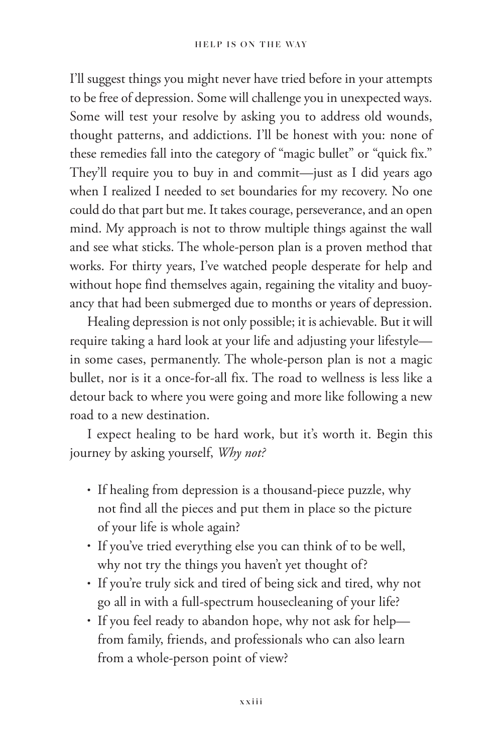I'll suggest things you might never have tried before in your attempts to be free of depression. Some will challenge you in unexpected ways. Some will test your resolve by asking you to address old wounds, thought patterns, and addictions. I'll be honest with you: none of these remedies fall into the category of "magic bullet" or "quick fix." They'll require you to buy in and commit—just as I did years ago when I realized I needed to set boundaries for my recovery. No one could do that part but me. It takes courage, perseverance, and an open mind. My approach is not to throw multiple things against the wall and see what sticks. The whole-person plan is a proven method that works. For thirty years, I've watched people desperate for help and without hope find themselves again, regaining the vitality and buoyancy that had been submerged due to months or years of depression.

Healing depression is not only possible; it is achievable. But it will require taking a hard look at your life and adjusting your lifestyle—in some cases, permanently. The whole-person plan is not a magic bullet, nor is it a once-for-all fix. The road to wellness is less like a detour back to where you were going and more like following a new road to a new destination.

I expect healing to be hard work, but it's worth it. Begin this journey by asking yourself, *Why not?*

- If healing from depression is a thousand-piece puzzle, why not find all the pieces and put them in place so the picture of your life is whole again?
- If you've tried everything else you can think of to be well, why not try the things you haven't yet thought of?
- If you're truly sick and tired of being sick and tired, why not go all in with a full-spectrum housecleaning of your life?
- If you feel ready to abandon hope, why not ask for help—from family, friends, and professionals who can also learn from a whole-person point of view?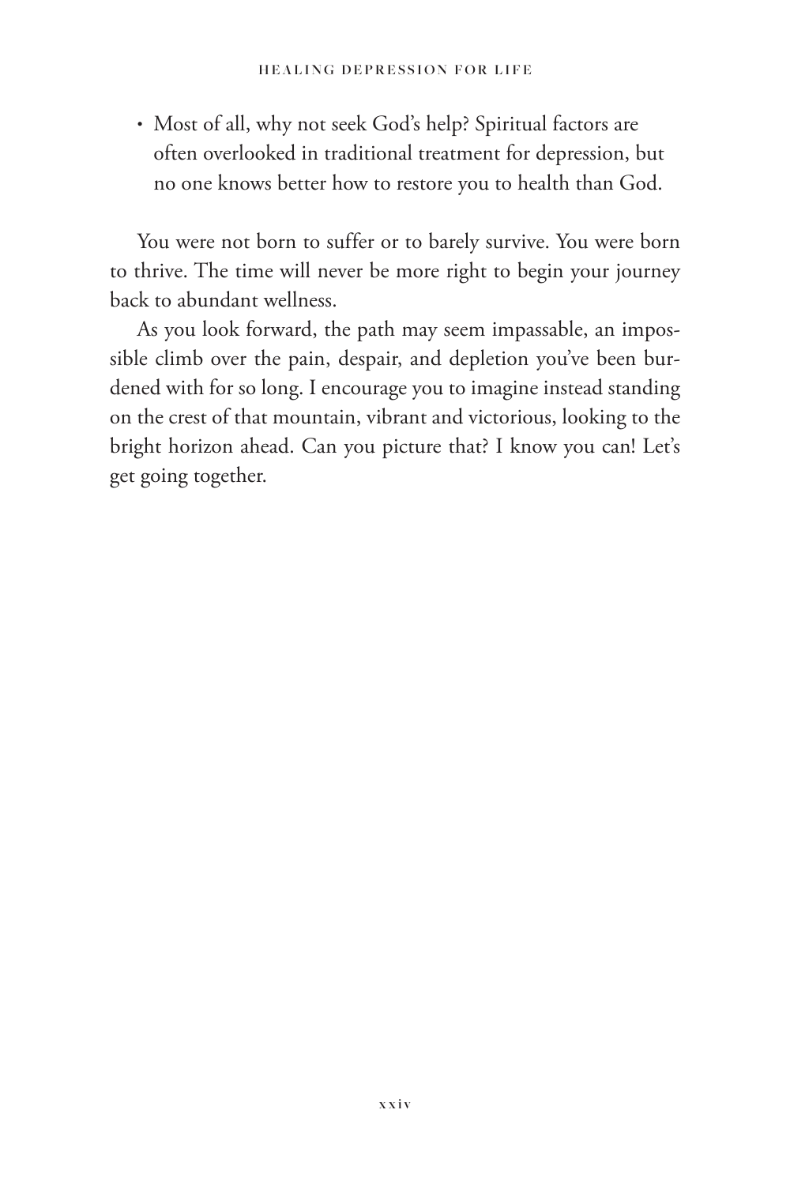- Most of all, why not seek God's help? Spiritual factors are often overlooked in traditional treatment for depression, but no one knows better how to restore you to health than God.

You were not born to suffer or to barely survive. You were born to thrive. The time will never be more right to begin your journey back to abundant wellness.

As you look forward, the path may seem impassable, an impossible climb over the pain, despair, and depletion you've been burdened with for so long. I encourage you to imagine instead standing on the crest of that mountain, vibrant and victorious, looking to the bright horizon ahead. Can you picture that? I know you can! Let's get going together.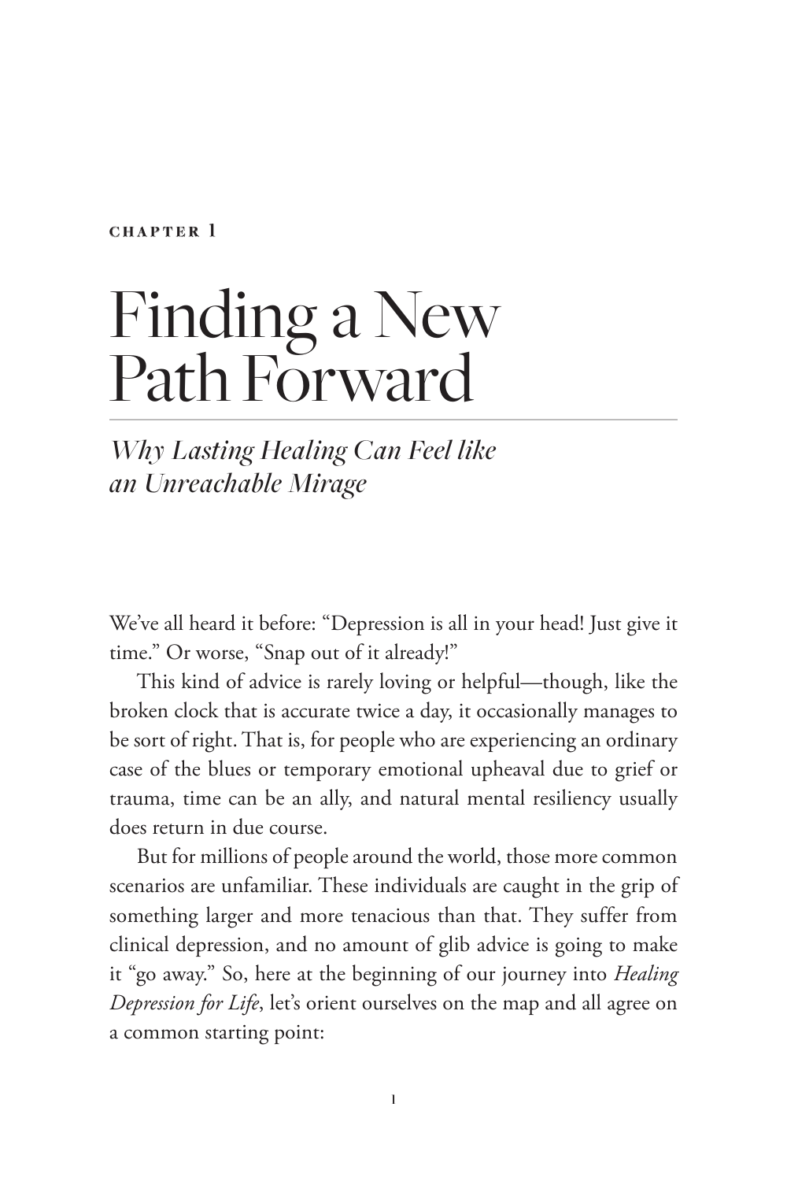**CHAPTER 1**

# Finding a New Path Forward

## *Why Lasting Healing Can Feel like an Unreachable Mirage*

We've all heard it before: "Depression is all in your head! Just give it time." Or worse, "Snap out of it already!"

This kind of advice is rarely loving or helpful—though, like the broken clock that is accurate twice a day, it occasionally manages to be sort of right. That is, for people who are experiencing an ordinary case of the blues or temporary emotional upheaval due to grief or trauma, time can be an ally, and natural mental resiliency usually does return in due course.

But for millions of people around the world, those more common scenarios are unfamiliar. These individuals are caught in the grip of something larger and more tenacious than that. They suffer from clinical depression, and no amount of glib advice is going to make it "go away." So, here at the beginning of our journey into *Healing Depression for Life*, let's orient ourselves on the map and all agree on a common starting point: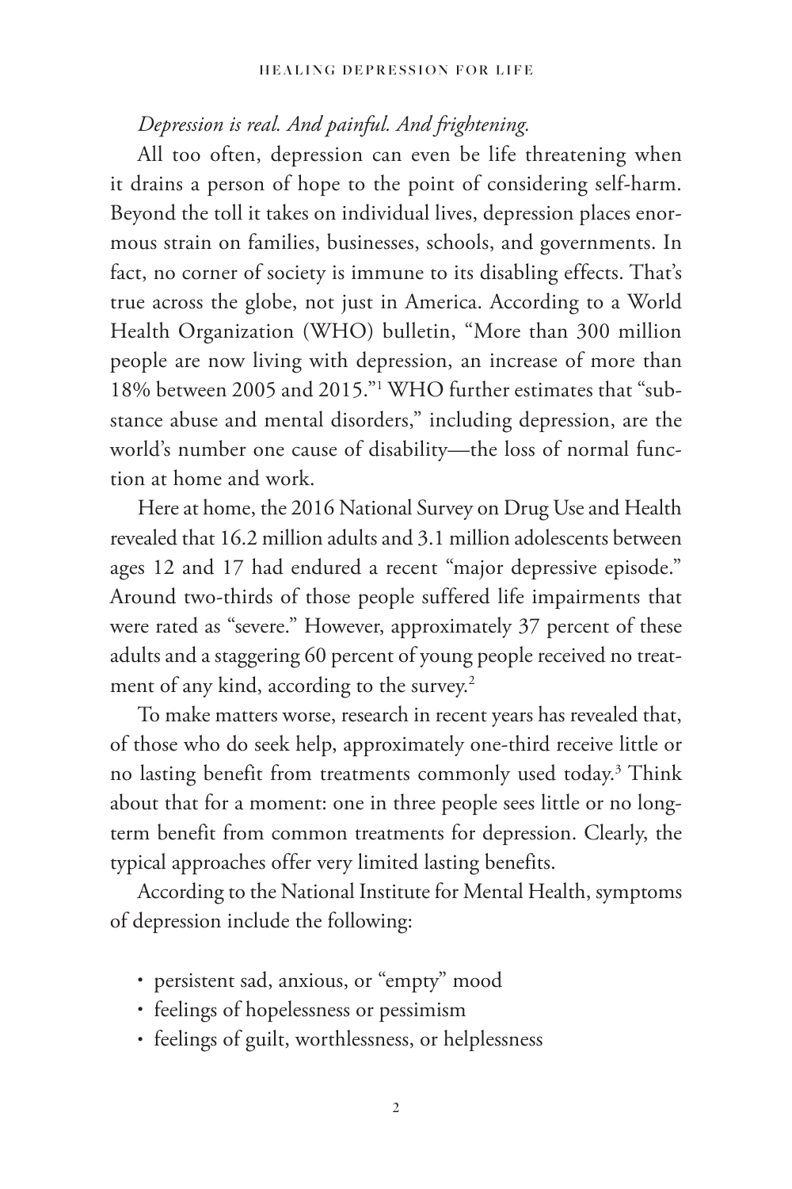*Depression is real. And painful. And frightening.*

All too often, depression can even be life threatening when it drains a person of hope to the point of considering self-harm. Beyond the toll it takes on individual lives, depression places enormous strain on families, businesses, schools, and governments. In fact, no corner of society is immune to its disabling effects. That's true across the globe, not just in America. According to a World Health Organization (WHO) bulletin, "More than 300 million people are now living with depression, an increase of more than 18% between 2005 and 2015."[1] WHO further estimates that "substance abuse and mental disorders," including depression, are the world's number one cause of disability—the loss of normal function at home and work.

Here at home, the 2016 National Survey on Drug Use and Health revealed that 16.2 million adults and 3.1 million adolescents between ages 12 and 17 had endured a recent "major depressive episode." Around two-thirds of those people suffered life impairments that were rated as "severe." However, approximately 37 percent of these adults and a staggering 60 percent of young people received no treatment of any kind, according to the survey.[2]

To make matters worse, research in recent years has revealed that, of those who do seek help, approximately one-third receive little or no lasting benefit from treatments commonly used today.[3] Think about that for a moment: one in three people sees little or no long-term benefit from common treatments for depression. Clearly, the typical approaches offer very limited lasting benefits.

According to the National Institute for Mental Health, symptoms of depression include the following:

- persistent sad, anxious, or "empty" mood
- feelings of hopelessness or pessimism
- feelings of guilt, worthlessness, or helplessness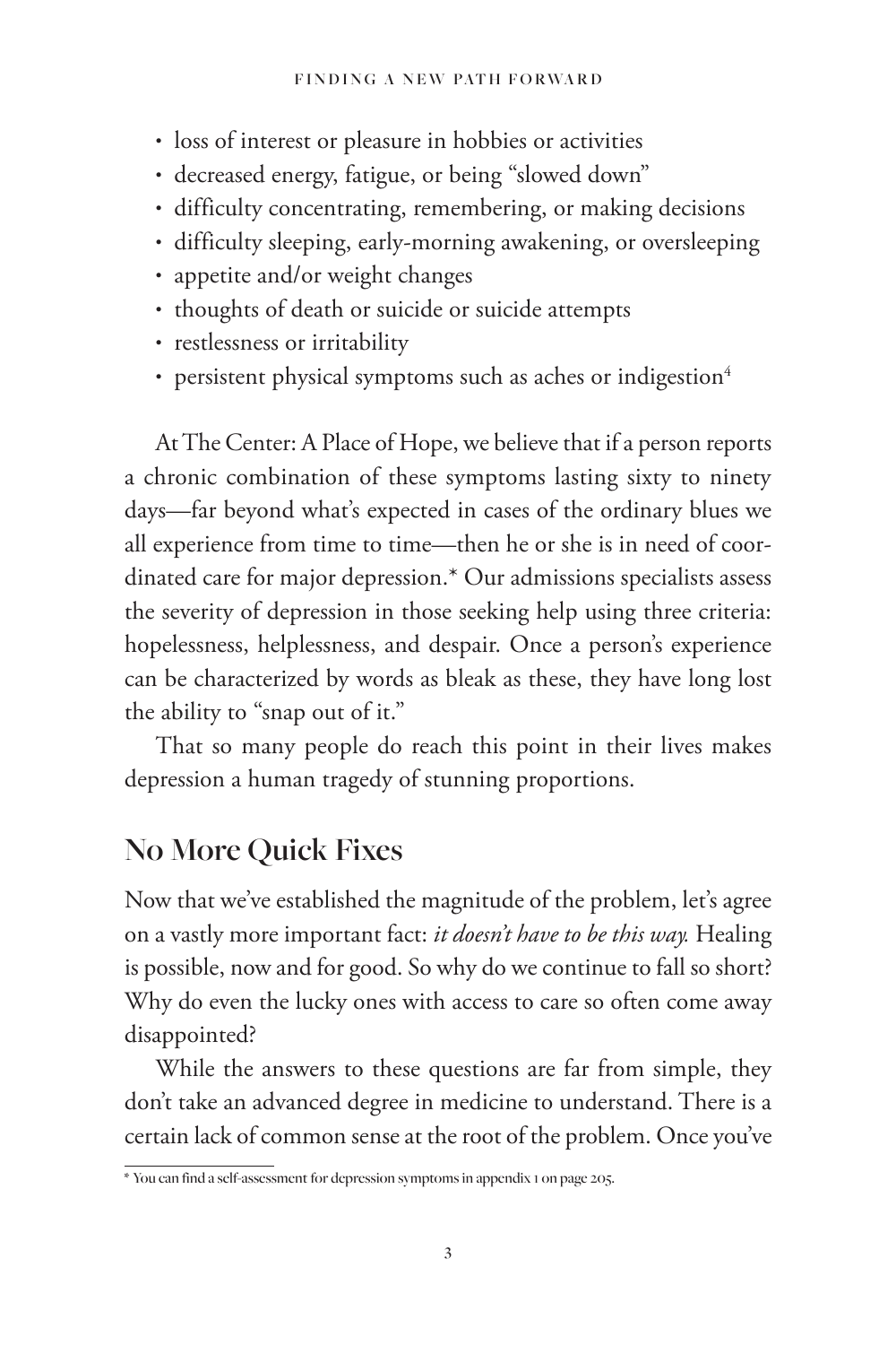- loss of interest or pleasure in hobbies or activities
- decreased energy, fatigue, or being "slowed down"
- difficulty concentrating, remembering, or making decisions
- difficulty sleeping, early-morning awakening, or oversleeping
- appetite and/or weight changes
- thoughts of death or suicide or suicide attempts
- restlessness or irritability
- persistent physical symptoms such as aches or indigestion[4]

At The Center: A Place of Hope, we believe that if a person reports a chronic combination of these symptoms lasting sixty to ninety days—far beyond what's expected in cases of the ordinary blues we all experience from time to time—then he or she is in need of coordinated care for major depression.* Our admissions specialists assess the severity of depression in those seeking help using three criteria: hopelessness, helplessness, and despair. Once a person's experience can be characterized by words as bleak as these, they have long lost the ability to "snap out of it."

That so many people do reach this point in their lives makes depression a human tragedy of stunning proportions.

## No More Quick Fixes

Now that we've established the magnitude of the problem, let's agree on a vastly more important fact: *it doesn't have to be this way.* Healing is possible, now and for good. So why do we continue to fall so short? Why do even the lucky ones with access to care so often come away disappointed?

While the answers to these questions are far from simple, they don't take an advanced degree in medicine to understand. There is a certain lack of common sense at the root of the problem. Once you've

---

* You can find a self-assessment for depression symptoms in appendix 1 on page 205.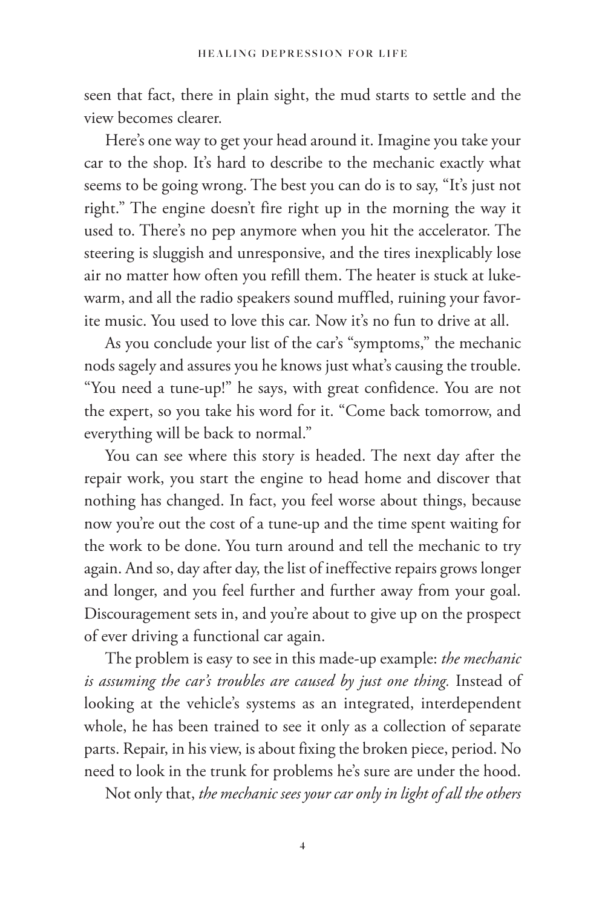seen that fact, there in plain sight, the mud starts to settle and the view becomes clearer.

Here's one way to get your head around it. Imagine you take your car to the shop. It's hard to describe to the mechanic exactly what seems to be going wrong. The best you can do is to say, "It's just not right." The engine doesn't fire right up in the morning the way it used to. There's no pep anymore when you hit the accelerator. The steering is sluggish and unresponsive, and the tires inexplicably lose air no matter how often you refill them. The heater is stuck at lukewarm, and all the radio speakers sound muffled, ruining your favorite music. You used to love this car. Now it's no fun to drive at all.

As you conclude your list of the car's "symptoms," the mechanic nods sagely and assures you he knows just what's causing the trouble. "You need a tune-up!" he says, with great confidence. You are not the expert, so you take his word for it. "Come back tomorrow, and everything will be back to normal."

You can see where this story is headed. The next day after the repair work, you start the engine to head home and discover that nothing has changed. In fact, you feel worse about things, because now you're out the cost of a tune-up and the time spent waiting for the work to be done. You turn around and tell the mechanic to try again. And so, day after day, the list of ineffective repairs grows longer and longer, and you feel further and further away from your goal. Discouragement sets in, and you're about to give up on the prospect of ever driving a functional car again.

The problem is easy to see in this made-up example: *the mechanic is assuming the car's troubles are caused by just one thing.* Instead of looking at the vehicle's systems as an integrated, interdependent whole, he has been trained to see it only as a collection of separate parts. Repair, in his view, is about fixing the broken piece, period. No need to look in the trunk for problems he's sure are under the hood.

Not only that, *the mechanic sees your car only in light of all the others*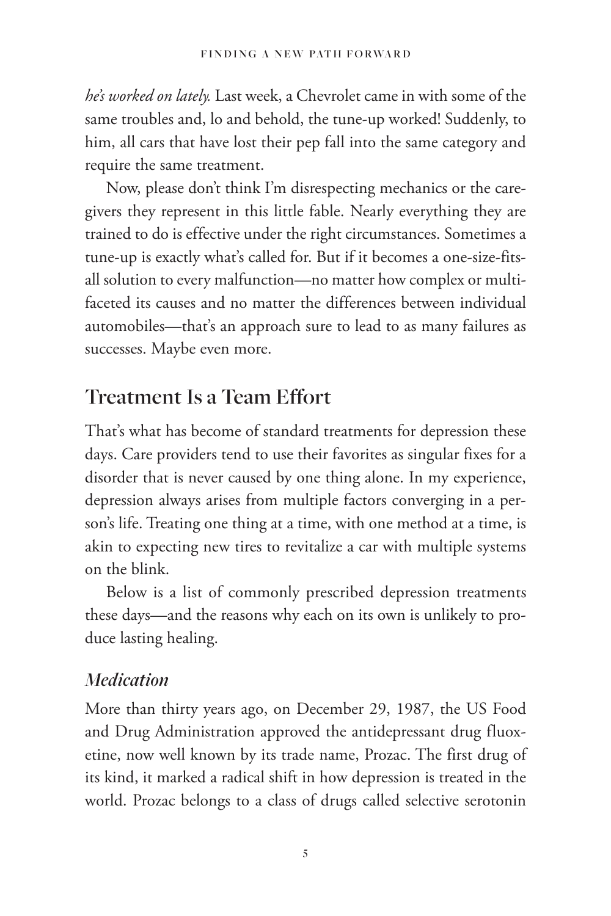*he's worked on lately.* Last week, a Chevrolet came in with some of the same troubles and, lo and behold, the tune-up worked! Suddenly, to him, all cars that have lost their pep fall into the same category and require the same treatment.

Now, please don't think I'm disrespecting mechanics or the caregivers they represent in this little fable. Nearly everything they are trained to do is effective under the right circumstances. Sometimes a tune-up is exactly what's called for. But if it becomes a one-size-fits-all solution to every malfunction—no matter how complex or multifaceted its causes and no matter the differences between individual automobiles—that's an approach sure to lead to as many failures as successes. Maybe even more.

## Treatment Is a Team Effort

That's what has become of standard treatments for depression these days. Care providers tend to use their favorites as singular fixes for a disorder that is never caused by one thing alone. In my experience, depression always arises from multiple factors converging in a person's life. Treating one thing at a time, with one method at a time, is akin to expecting new tires to revitalize a car with multiple systems on the blink.

Below is a list of commonly prescribed depression treatments these days—and the reasons why each on its own is unlikely to produce lasting healing.

### *Medication*

More than thirty years ago, on December 29, 1987, the US Food and Drug Administration approved the antidepressant drug fluoxetine, now well known by its trade name, Prozac. The first drug of its kind, it marked a radical shift in how depression is treated in the world. Prozac belongs to a class of drugs called selective serotonin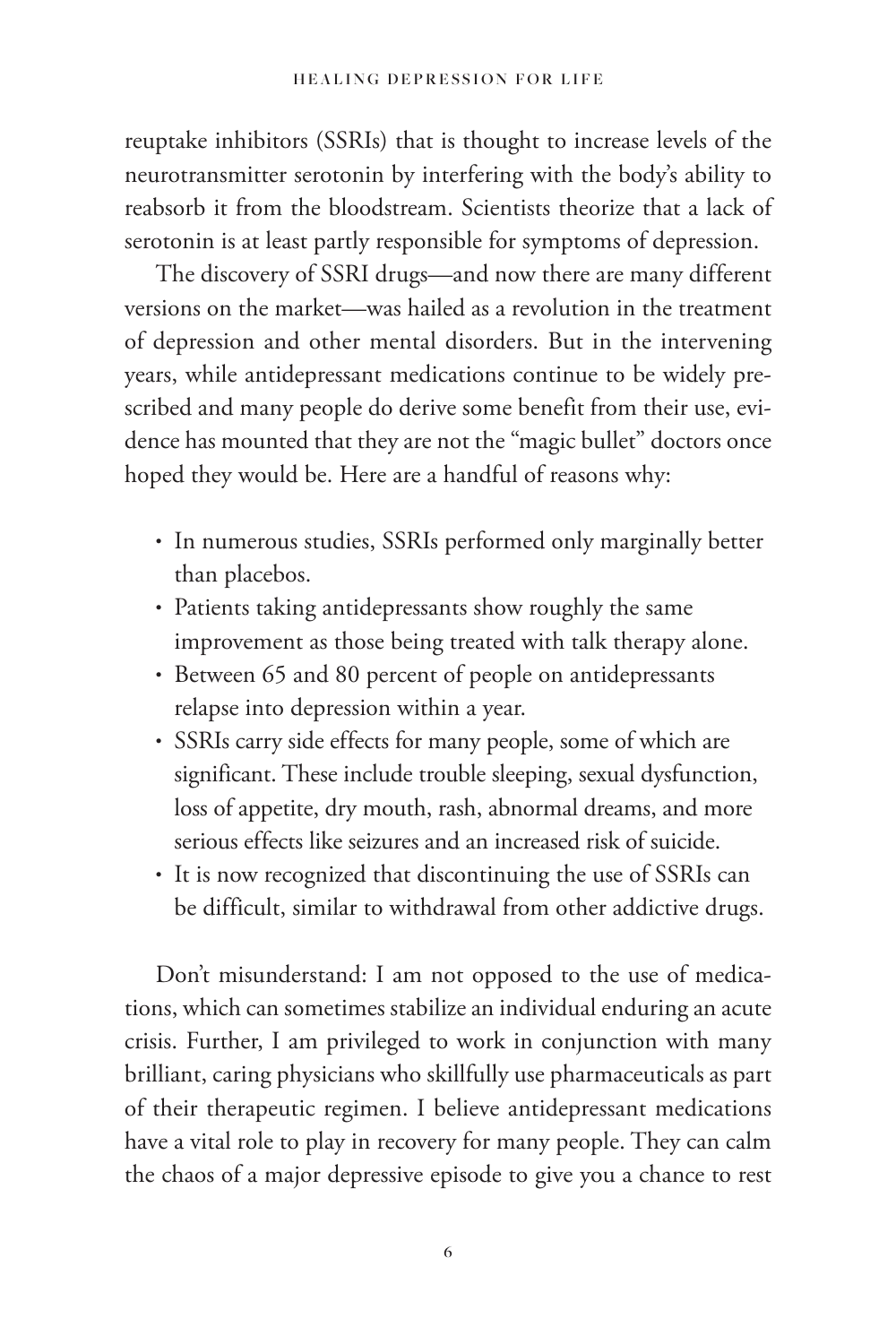reuptake inhibitors (SSRIs) that is thought to increase levels of the neurotransmitter serotonin by interfering with the body's ability to reabsorb it from the bloodstream. Scientists theorize that a lack of serotonin is at least partly responsible for symptoms of depression.

The discovery of SSRI drugs—and now there are many different versions on the market—was hailed as a revolution in the treatment of depression and other mental disorders. But in the intervening years, while antidepressant medications continue to be widely prescribed and many people do derive some benefit from their use, evidence has mounted that they are not the "magic bullet" doctors once hoped they would be. Here are a handful of reasons why:

- In numerous studies, SSRIs performed only marginally better than placebos.
- Patients taking antidepressants show roughly the same improvement as those being treated with talk therapy alone.
- Between 65 and 80 percent of people on antidepressants relapse into depression within a year.
- SSRIs carry side effects for many people, some of which are significant. These include trouble sleeping, sexual dysfunction, loss of appetite, dry mouth, rash, abnormal dreams, and more serious effects like seizures and an increased risk of suicide.
- It is now recognized that discontinuing the use of SSRIs can be difficult, similar to withdrawal from other addictive drugs.

Don't misunderstand: I am not opposed to the use of medications, which can sometimes stabilize an individual enduring an acute crisis. Further, I am privileged to work in conjunction with many brilliant, caring physicians who skillfully use pharmaceuticals as part of their therapeutic regimen. I believe antidepressant medications have a vital role to play in recovery for many people. They can calm the chaos of a major depressive episode to give you a chance to rest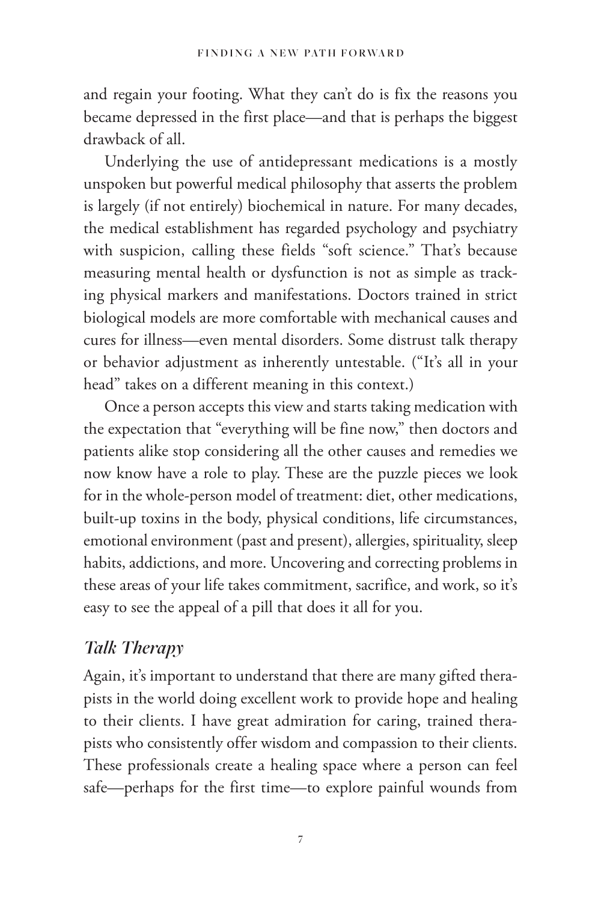and regain your footing. What they can't do is fix the reasons you became depressed in the first place—and that is perhaps the biggest drawback of all.

Underlying the use of antidepressant medications is a mostly unspoken but powerful medical philosophy that asserts the problem is largely (if not entirely) biochemical in nature. For many decades, the medical establishment has regarded psychology and psychiatry with suspicion, calling these fields "soft science." That's because measuring mental health or dysfunction is not as simple as tracking physical markers and manifestations. Doctors trained in strict biological models are more comfortable with mechanical causes and cures for illness—even mental disorders. Some distrust talk therapy or behavior adjustment as inherently untestable. ("It's all in your head" takes on a different meaning in this context.)

Once a person accepts this view and starts taking medication with the expectation that "everything will be fine now," then doctors and patients alike stop considering all the other causes and remedies we now know have a role to play. These are the puzzle pieces we look for in the whole-person model of treatment: diet, other medications, built-up toxins in the body, physical conditions, life circumstances, emotional environment (past and present), allergies, spirituality, sleep habits, addictions, and more. Uncovering and correcting problems in these areas of your life takes commitment, sacrifice, and work, so it's easy to see the appeal of a pill that does it all for you.

## *Talk Therapy*

Again, it's important to understand that there are many gifted therapists in the world doing excellent work to provide hope and healing to their clients. I have great admiration for caring, trained therapists who consistently offer wisdom and compassion to their clients. These professionals create a healing space where a person can feel safe—perhaps for the first time—to explore painful wounds from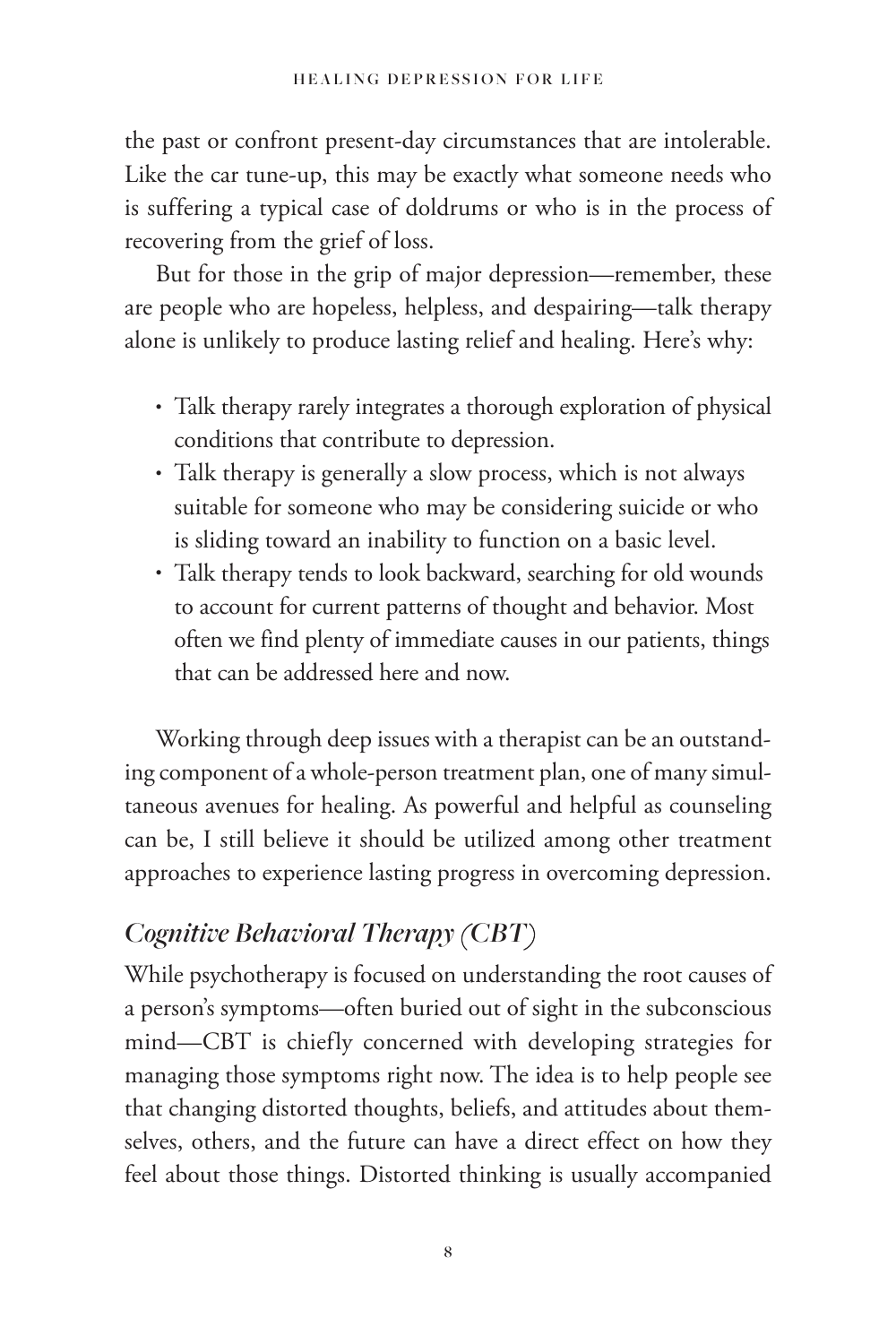the past or confront present-day circumstances that are intolerable. Like the car tune-up, this may be exactly what someone needs who is suffering a typical case of doldrums or who is in the process of recovering from the grief of loss.

But for those in the grip of major depression—remember, these are people who are hopeless, helpless, and despairing—talk therapy alone is unlikely to produce lasting relief and healing. Here's why:

- Talk therapy rarely integrates a thorough exploration of physical conditions that contribute to depression.
- Talk therapy is generally a slow process, which is not always suitable for someone who may be considering suicide or who is sliding toward an inability to function on a basic level.
- Talk therapy tends to look backward, searching for old wounds to account for current patterns of thought and behavior. Most often we find plenty of immediate causes in our patients, things that can be addressed here and now.

Working through deep issues with a therapist can be an outstanding component of a whole-person treatment plan, one of many simultaneous avenues for healing. As powerful and helpful as counseling can be, I still believe it should be utilized among other treatment approaches to experience lasting progress in overcoming depression.

## *Cognitive Behavioral Therapy (CBT)*

While psychotherapy is focused on understanding the root causes of a person's symptoms—often buried out of sight in the subconscious mind—CBT is chiefly concerned with developing strategies for managing those symptoms right now. The idea is to help people see that changing distorted thoughts, beliefs, and attitudes about themselves, others, and the future can have a direct effect on how they feel about those things. Distorted thinking is usually accompanied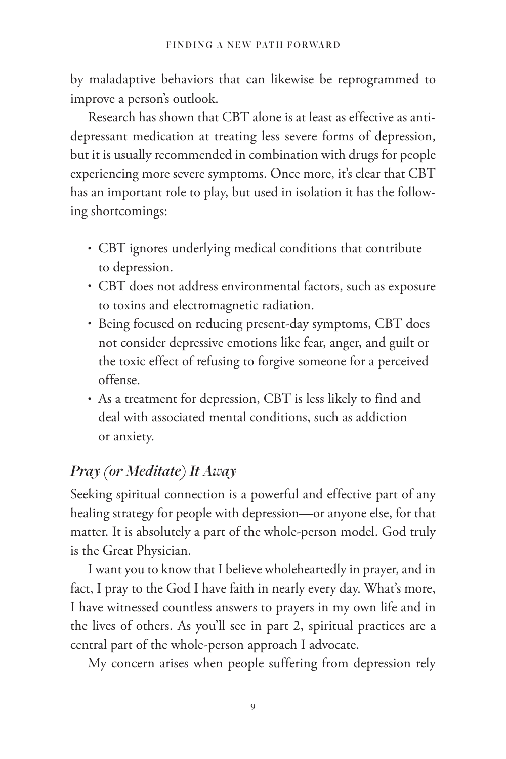by maladaptive behaviors that can likewise be reprogrammed to improve a person's outlook.

Research has shown that CBT alone is at least as effective as antidepressant medication at treating less severe forms of depression, but it is usually recommended in combination with drugs for people experiencing more severe symptoms. Once more, it's clear that CBT has an important role to play, but used in isolation it has the following shortcomings:

- CBT ignores underlying medical conditions that contribute to depression.
- CBT does not address environmental factors, such as exposure to toxins and electromagnetic radiation.
- Being focused on reducing present-day symptoms, CBT does not consider depressive emotions like fear, anger, and guilt or the toxic effect of refusing to forgive someone for a perceived offense.
- As a treatment for depression, CBT is less likely to find and deal with associated mental conditions, such as addiction or anxiety.

### *Pray (or Meditate) It Away*

Seeking spiritual connection is a powerful and effective part of any healing strategy for people with depression—or anyone else, for that matter. It is absolutely a part of the whole-person model. God truly is the Great Physician.

I want you to know that I believe wholeheartedly in prayer, and in fact, I pray to the God I have faith in nearly every day. What's more, I have witnessed countless answers to prayers in my own life and in the lives of others. As you'll see in part 2, spiritual practices are a central part of the whole-person approach I advocate.

My concern arises when people suffering from depression rely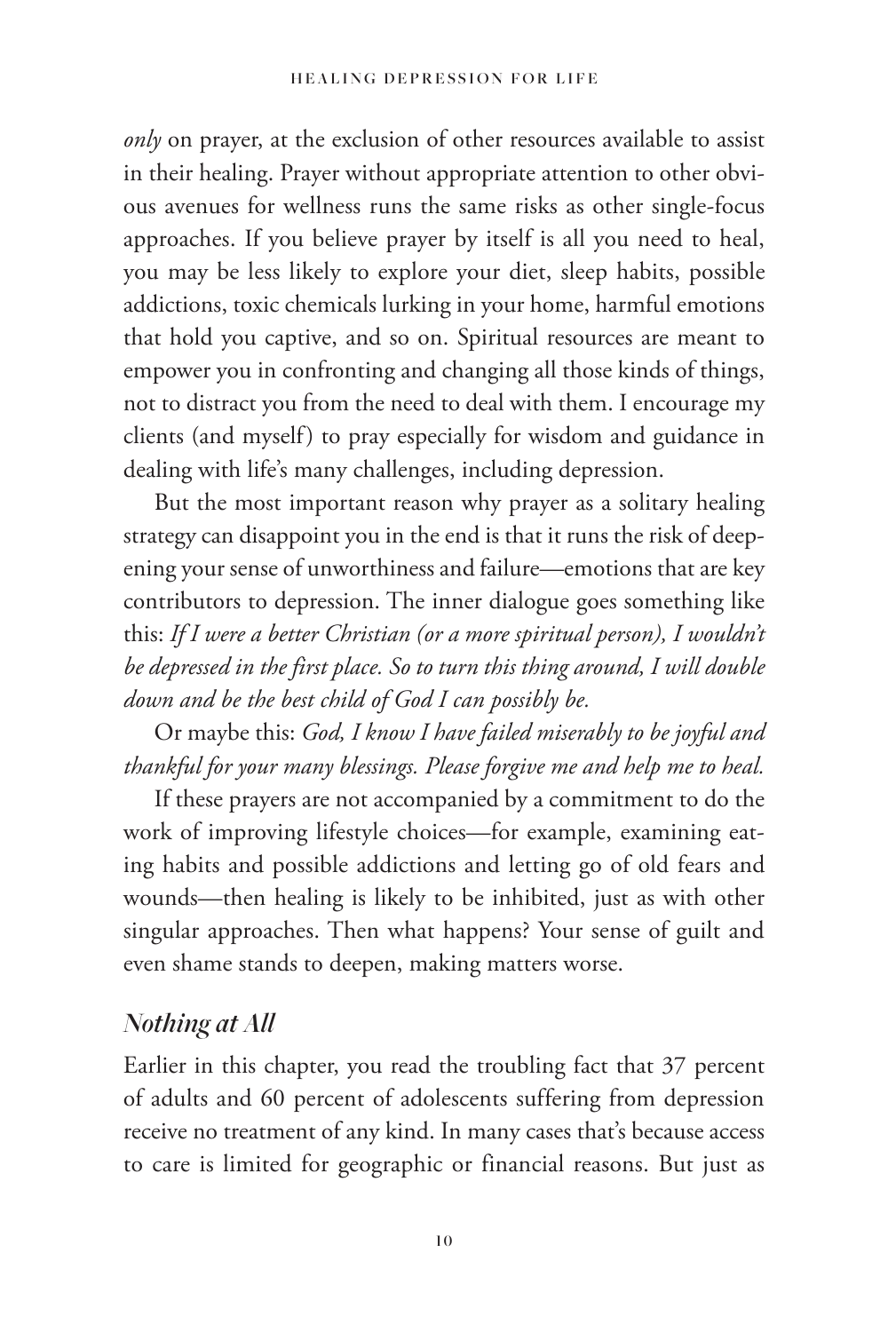*only* on prayer, at the exclusion of other resources available to assist in their healing. Prayer without appropriate attention to other obvious avenues for wellness runs the same risks as other single-focus approaches. If you believe prayer by itself is all you need to heal, you may be less likely to explore your diet, sleep habits, possible addictions, toxic chemicals lurking in your home, harmful emotions that hold you captive, and so on. Spiritual resources are meant to empower you in confronting and changing all those kinds of things, not to distract you from the need to deal with them. I encourage my clients (and myself) to pray especially for wisdom and guidance in dealing with life's many challenges, including depression.

But the most important reason why prayer as a solitary healing strategy can disappoint you in the end is that it runs the risk of deepening your sense of unworthiness and failure—emotions that are key contributors to depression. The inner dialogue goes something like this: *If I were a better Christian (or a more spiritual person), I wouldn't be depressed in the first place. So to turn this thing around, I will double down and be the best child of God I can possibly be.*

Or maybe this: *God, I know I have failed miserably to be joyful and thankful for your many blessings. Please forgive me and help me to heal.*

If these prayers are not accompanied by a commitment to do the work of improving lifestyle choices—for example, examining eating habits and possible addictions and letting go of old fears and wounds—then healing is likely to be inhibited, just as with other singular approaches. Then what happens? Your sense of guilt and even shame stands to deepen, making matters worse.

## *Nothing at All*

Earlier in this chapter, you read the troubling fact that 37 percent of adults and 60 percent of adolescents suffering from depression receive no treatment of any kind. In many cases that's because access to care is limited for geographic or financial reasons. But just as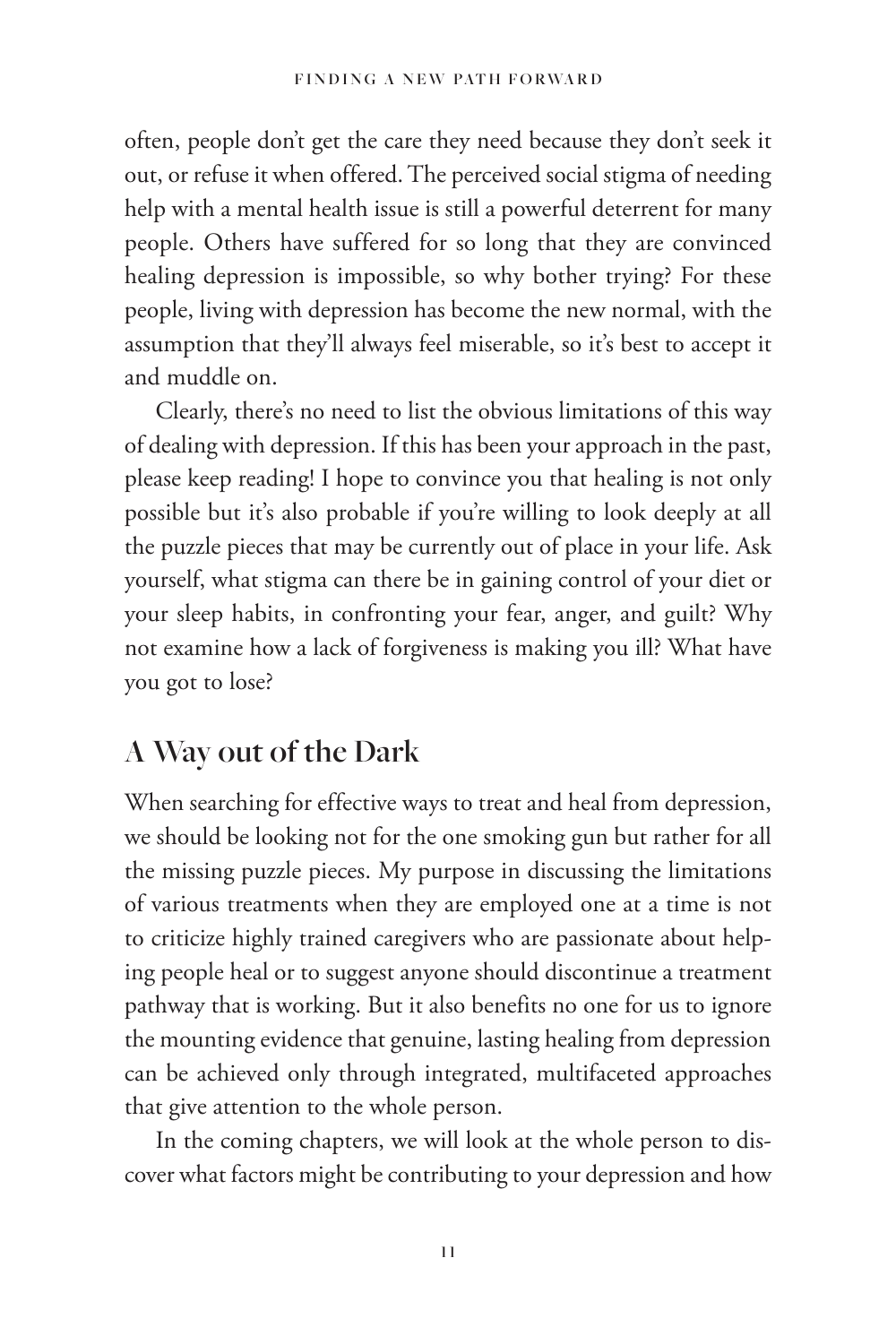often, people don't get the care they need because they don't seek it out, or refuse it when offered. The perceived social stigma of needing help with a mental health issue is still a powerful deterrent for many people. Others have suffered for so long that they are convinced healing depression is impossible, so why bother trying? For these people, living with depression has become the new normal, with the assumption that they'll always feel miserable, so it's best to accept it and muddle on.

Clearly, there's no need to list the obvious limitations of this way of dealing with depression. If this has been your approach in the past, please keep reading! I hope to convince you that healing is not only possible but it's also probable if you're willing to look deeply at all the puzzle pieces that may be currently out of place in your life. Ask yourself, what stigma can there be in gaining control of your diet or your sleep habits, in confronting your fear, anger, and guilt? Why not examine how a lack of forgiveness is making you ill? What have you got to lose?

## A Way out of the Dark

When searching for effective ways to treat and heal from depression, we should be looking not for the one smoking gun but rather for all the missing puzzle pieces. My purpose in discussing the limitations of various treatments when they are employed one at a time is not to criticize highly trained caregivers who are passionate about helping people heal or to suggest anyone should discontinue a treatment pathway that is working. But it also benefits no one for us to ignore the mounting evidence that genuine, lasting healing from depression can be achieved only through integrated, multifaceted approaches that give attention to the whole person.

In the coming chapters, we will look at the whole person to discover what factors might be contributing to your depression and how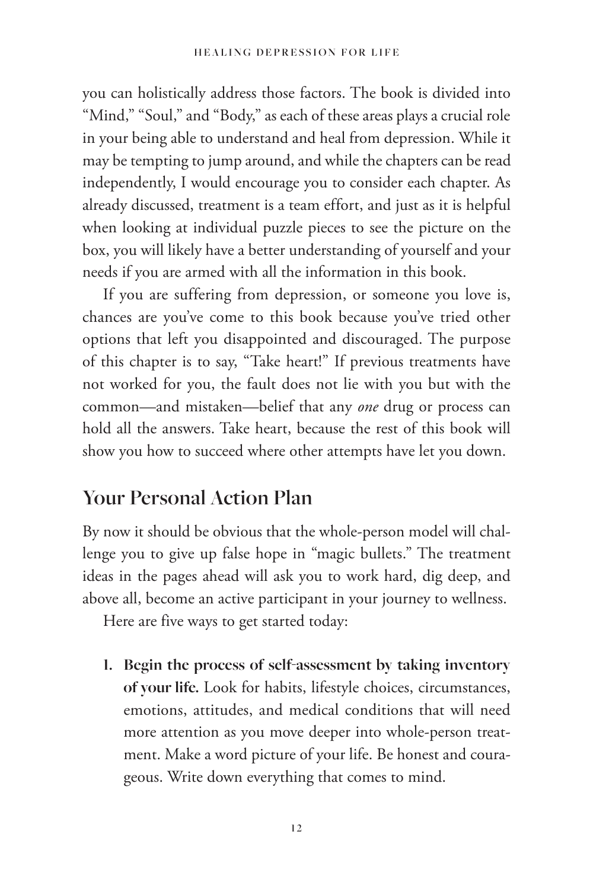you can holistically address those factors. The book is divided into "Mind," "Soul," and "Body," as each of these areas plays a crucial role in your being able to understand and heal from depression. While it may be tempting to jump around, and while the chapters can be read independently, I would encourage you to consider each chapter. As already discussed, treatment is a team effort, and just as it is helpful when looking at individual puzzle pieces to see the picture on the box, you will likely have a better understanding of yourself and your needs if you are armed with all the information in this book.

If you are suffering from depression, or someone you love is, chances are you've come to this book because you've tried other options that left you disappointed and discouraged. The purpose of this chapter is to say, "Take heart!" If previous treatments have not worked for you, the fault does not lie with you but with the common—and mistaken—belief that any *one* drug or process can hold all the answers. Take heart, because the rest of this book will show you how to succeed where other attempts have let you down.

## Your Personal Action Plan

By now it should be obvious that the whole-person model will challenge you to give up false hope in "magic bullets." The treatment ideas in the pages ahead will ask you to work hard, dig deep, and above all, become an active participant in your journey to wellness.

Here are five ways to get started today:

1. **Begin the process of self-assessment by taking inventory of your life.** Look for habits, lifestyle choices, circumstances, emotions, attitudes, and medical conditions that will need more attention as you move deeper into whole-person treatment. Make a word picture of your life. Be honest and courageous. Write down everything that comes to mind.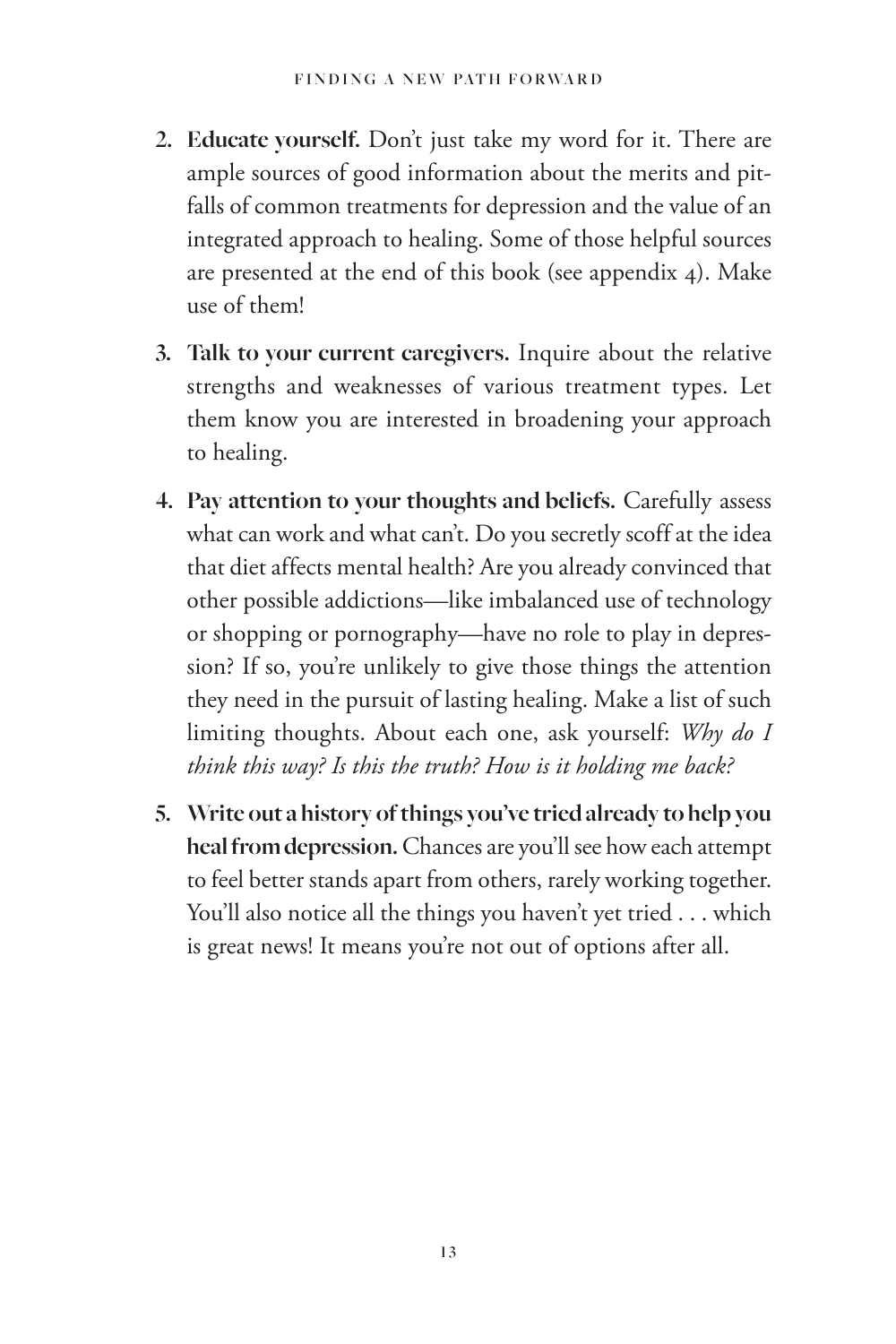2. **Educate yourself.** Don't just take my word for it. There are ample sources of good information about the merits and pitfalls of common treatments for depression and the value of an integrated approach to healing. Some of those helpful sources are presented at the end of this book (see appendix 4). Make use of them!

3. **Talk to your current caregivers.** Inquire about the relative strengths and weaknesses of various treatment types. Let them know you are interested in broadening your approach to healing.

4. **Pay attention to your thoughts and beliefs.** Carefully assess what can work and what can't. Do you secretly scoff at the idea that diet affects mental health? Are you already convinced that other possible addictions—like imbalanced use of technology or shopping or pornography—have no role to play in depression? If so, you're unlikely to give those things the attention they need in the pursuit of lasting healing. Make a list of such limiting thoughts. About each one, ask yourself: *Why do I think this way? Is this the truth? How is it holding me back?*

5. **Write out a history of things you've tried already to help you heal from depression.** Chances are you'll see how each attempt to feel better stands apart from others, rarely working together. You'll also notice all the things you haven't yet tried . . . which is great news! It means you're not out of options after all.